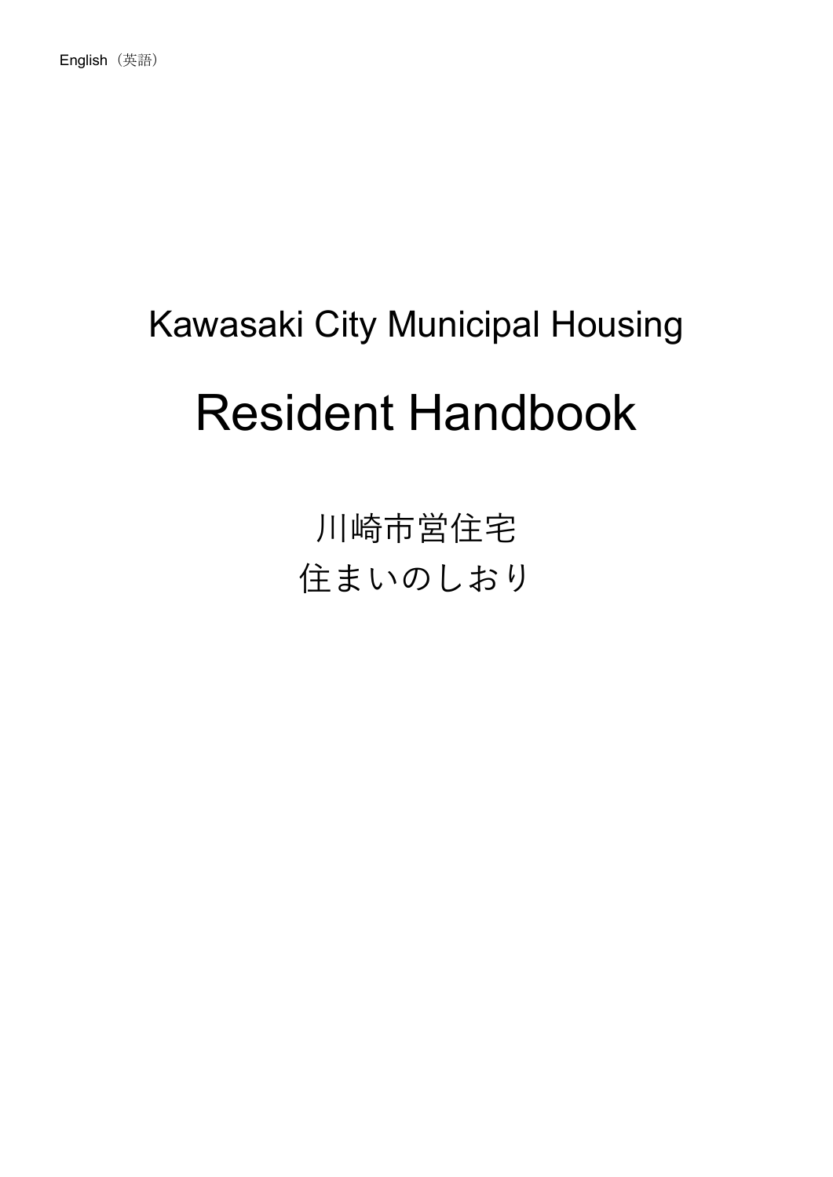English（英語）

# Kawasaki City Municipal Housing

# Resident Handbook

川崎市営住宅
住まいのしおり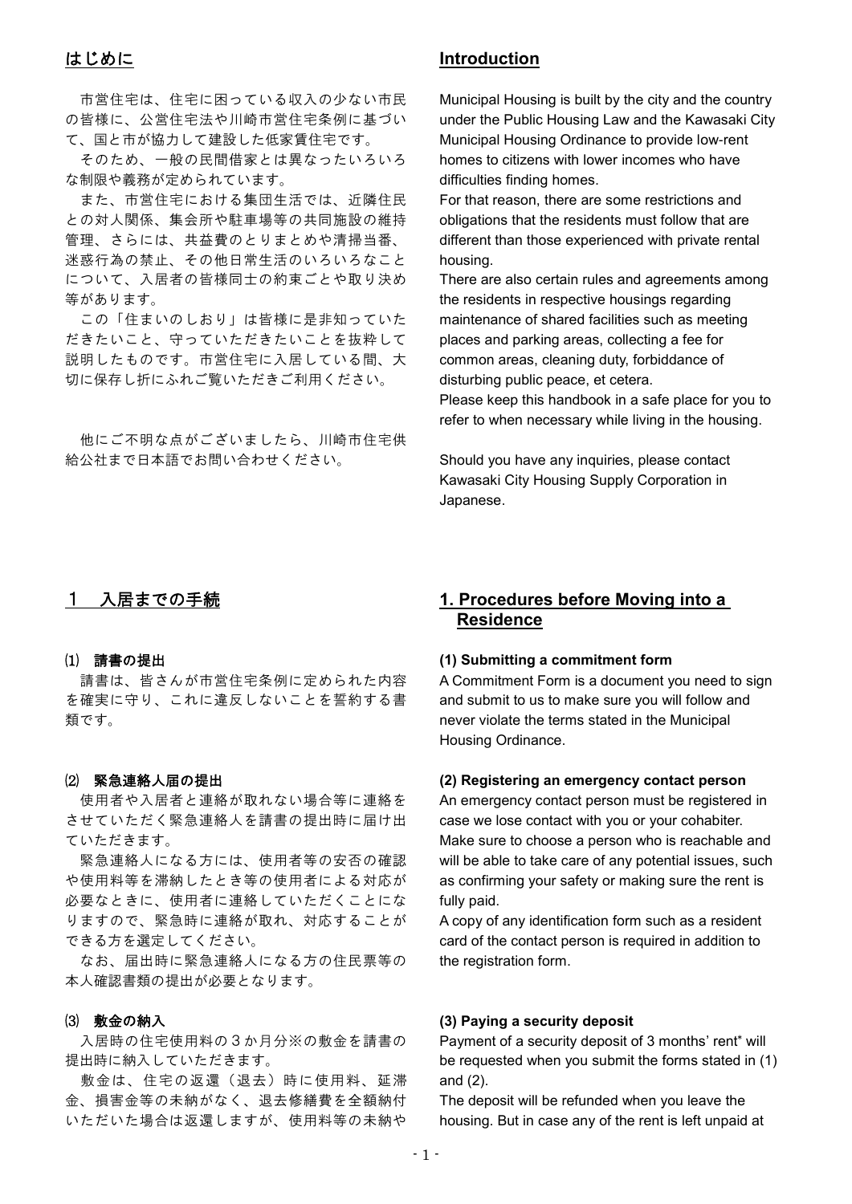## はじめに

市営住宅は、住宅に困っている収入の少ない市民の皆様に、公営住宅法や川崎市営住宅条例に基づいて、国と市が協力して建設した低家賃住宅です。

そのため、一般の民間借家とは異なったいろいろな制限や義務が定められています。

また、市営住宅における集団生活では、近隣住民との対人関係、集会所や駐車場等の共同施設の維持管理、さらには、共益費のとりまとめや清掃当番、迷惑行為の禁止、その他日常生活のいろいろなことについて、入居者の皆様同士の約束ごとや取り決め等があります。

この「住まいのしおり」は皆様に是非知っていただきたいこと、守っていただきたいことを抜粋して説明したものです。市営住宅に入居している間、大切に保存し折にふれご覧いただきご利用ください。

他にご不明な点がございましたら、川崎市住宅供給公社まで日本語でお問い合わせください。

## Introduction

Municipal Housing is built by the city and the country under the Public Housing Law and the Kawasaki City Municipal Housing Ordinance to provide low-rent homes to citizens with lower incomes who have difficulties finding homes.

For that reason, there are some restrictions and obligations that the residents must follow that are different than those experienced with private rental housing.

There are also certain rules and agreements among the residents in respective housings regarding maintenance of shared facilities such as meeting places and parking areas, collecting a fee for common areas, cleaning duty, forbiddance of disturbing public peace, et cetera.

Please keep this handbook in a safe place for you to refer to when necessary while living in the housing.

Should you have any inquiries, please contact Kawasaki City Housing Supply Corporation in Japanese.

## １　入居までの手続

### ⑴　請書の提出

請書は、皆さんが市営住宅条例に定められた内容を確実に守り、これに違反しないことを誓約する書類です。

### ⑵　緊急連絡人届の提出

使用者や入居者と連絡が取れない場合等に連絡をさせていただく緊急連絡人を請書の提出時に届け出ていただきます。

緊急連絡人になる方には、使用者等の安否の確認や使用料等を滞納したとき等の使用者による対応が必要なときに、使用者に連絡していただくことになりますので、緊急時に連絡が取れ、対応することができる方を選定してください。

なお、届出時に緊急連絡人になる方の住民票等の本人確認書類の提出が必要となります。

### ⑶　敷金の納入

入居時の住宅使用料の３か月分※の敷金を請書の提出時に納入していただきます。

敷金は、住宅の返還（退去）時に使用料、延滞金、損害金等の未納がなく、退去修繕費を全額納付いただいた場合は返還しますが、使用料等の未納や

## 1. Procedures before Moving into a Residence

### (1) Submitting a commitment form

A Commitment Form is a document you need to sign and submit to us to make sure you will follow and never violate the terms stated in the Municipal Housing Ordinance.

### (2) Registering an emergency contact person

An emergency contact person must be registered in case we lose contact with you or your cohabiter. Make sure to choose a person who is reachable and will be able to take care of any potential issues, such as confirming your safety or making sure the rent is fully paid.

A copy of any identification form such as a resident card of the contact person is required in addition to the registration form.

### (3) Paying a security deposit

Payment of a security deposit of 3 months' rent* will be requested when you submit the forms stated in (1) and (2).

The deposit will be refunded when you leave the housing. But in case any of the rent is left unpaid at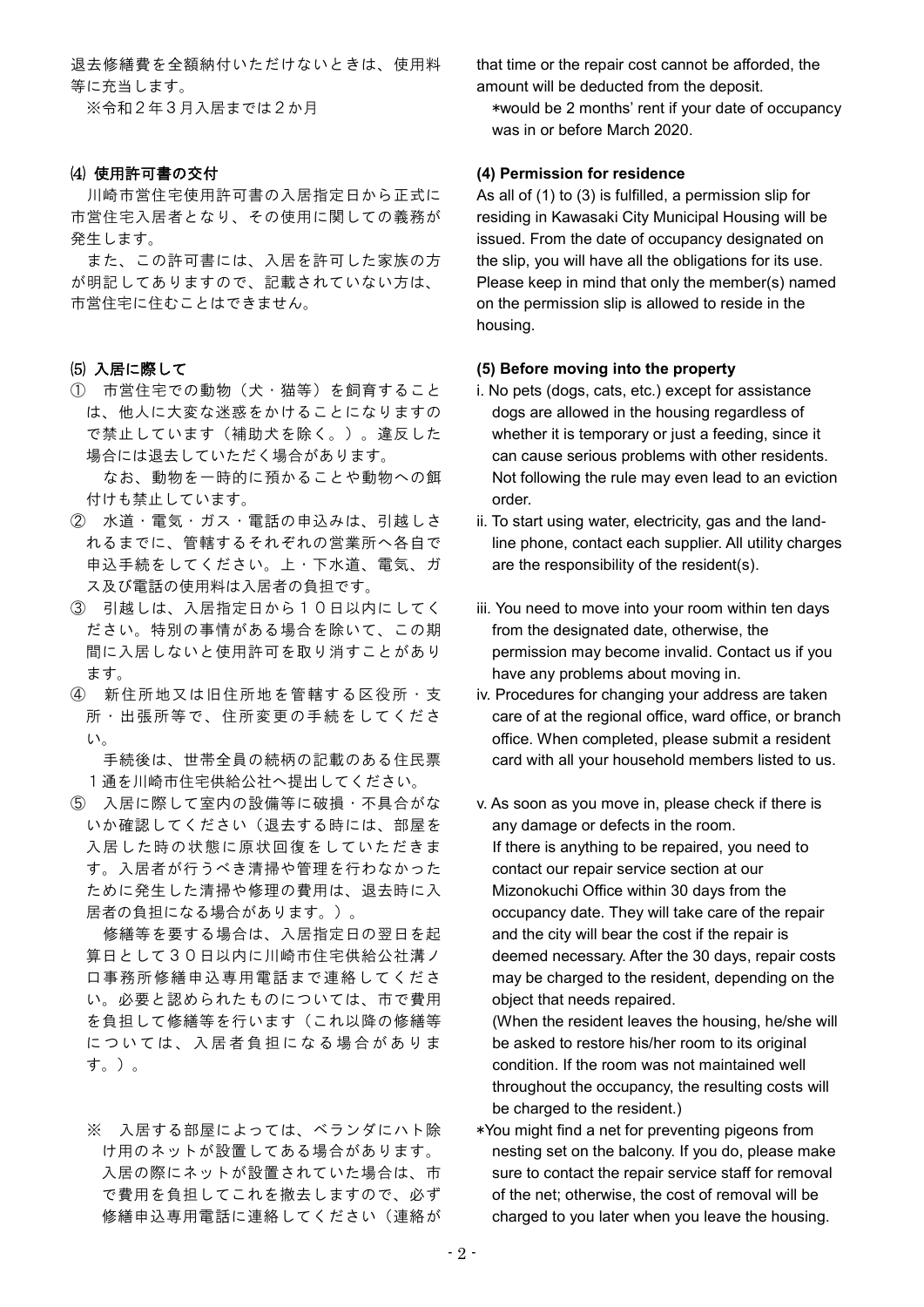退去修繕費を全額納付いただけないときは、使用料等に充当します。

※令和２年３月入居までは２か月

that time or the repair cost cannot be afforded, the amount will be deducted from the deposit.

*would be 2 months' rent if your date of occupancy was in or before March 2020.

### ⑷ 使用許可書の交付

川崎市営住宅使用許可書の入居指定日から正式に市営住宅入居者となり、その使用に関しての義務が発生します。

また、この許可書には、入居を許可した家族の方が明記してありますので、記載されていない方は、市営住宅に住むことはできません。

### (4) Permission for residence

As all of (1) to (3) is fulfilled, a permission slip for residing in Kawasaki City Municipal Housing will be issued. From the date of occupancy designated on the slip, you will have all the obligations for its use. Please keep in mind that only the member(s) named on the permission slip is allowed to reside in the housing.

### ⑸ 入居に際して

① 市営住宅での動物（犬・猫等）を飼育することは、他人に大変な迷惑をかけることになりますので禁止しています（補助犬を除く。）。違反した場合には退去していただく場合があります。

なお、動物を一時的に預かることや動物への餌付けも禁止しています。

② 水道・電気・ガス・電話の申込みは、引越しされるまでに、管轄するそれぞれの営業所へ各自で申込手続をしてください。上・下水道、電気、ガス及び電話の使用料は入居者の負担です。

③ 引越しは、入居指定日から１０日以内にしてください。特別の事情がある場合を除いて、この期間に入居しないと使用許可を取り消すことがあります。

④ 新住所地又は旧住所地を管轄する区役所・支所・出張所等で、住所変更の手続をしてください。

手続後は、世帯全員の続柄の記載のある住民票１通を川崎市住宅供給公社へ提出してください。

⑤ 入居に際して室内の設備等に破損・不具合がないか確認してください（退去する時には、部屋を入居した時の状態に原状回復をしていただきます。入居者が行うべき清掃や管理を行わなかったために発生した清掃や修理の費用は、退去時に入居者の負担になる場合があります。）。

修繕等を要する場合は、入居指定日の翌日を起算日として３０日以内に川崎市住宅供給公社溝ノ口事務所修繕申込専用電話まで連絡してください。必要と認められたものについては、市で費用を負担して修繕等を行います（これ以降の修繕等については、入居者負担になる場合があります。）。

※ 入居する部屋によっては、ベランダにハト除け用のネットが設置してある場合があります。入居の際にネットが設置されていた場合は、市で費用を負担してこれを撤去しますので、必ず修繕申込専用電話に連絡してください（連絡が

### (5) Before moving into the property

i. No pets (dogs, cats, etc.) except for assistance dogs are allowed in the housing regardless of whether it is temporary or just a feeding, since it can cause serious problems with other residents. Not following the rule may even lead to an eviction order.

ii. To start using water, electricity, gas and the land-line phone, contact each supplier. All utility charges are the responsibility of the resident(s).

iii. You need to move into your room within ten days from the designated date, otherwise, the permission may become invalid. Contact us if you have any problems about moving in.

iv. Procedures for changing your address are taken care of at the regional office, ward office, or branch office. When completed, please submit a resident card with all your household members listed to us.

v. As soon as you move in, please check if there is any damage or defects in the room.
If there is anything to be repaired, you need to contact our repair service section at our Mizonokuchi Office within 30 days from the occupancy date. They will take care of the repair and the city will bear the cost if the repair is deemed necessary. After the 30 days, repair costs may be charged to the resident, depending on the object that needs repaired.
(When the resident leaves the housing, he/she will be asked to restore his/her room to its original condition. If the room was not maintained well throughout the occupancy, the resulting costs will be charged to the resident.)

*You might find a net for preventing pigeons from nesting set on the balcony. If you do, please make sure to contact the repair service staff for removal of the net; otherwise, the cost of removal will be charged to you later when you leave the housing.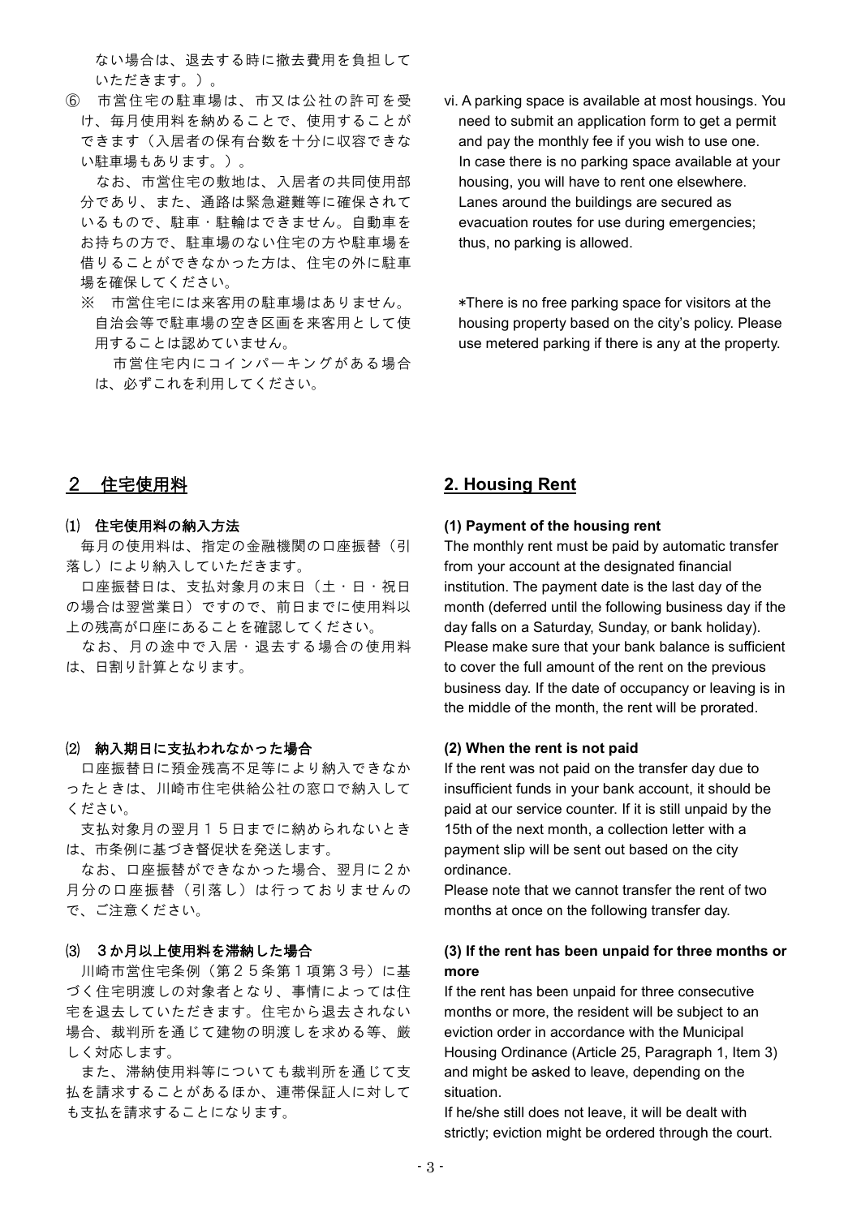ない場合は、退去する時に撤去費用を負担していただきます。）。

⑥　市営住宅の駐車場は、市又は公社の許可を受け、毎月使用料を納めることで、使用することができます（入居者の保有台数を十分に収容できない駐車場もあります。）。

なお、市営住宅の敷地は、入居者の共同使用部分であり、また、通路は緊急避難等に確保されているもので、駐車・駐輪はできません。自動車をお持ちの方で、駐車場のない住宅の方や駐車場を借りることができなかった方は、住宅の外に駐車場を確保してください。

※　市営住宅には来客用の駐車場はありません。自治会等で駐車場の空き区画を来客用として使用することは認めていません。

市営住宅内にコインパーキングがある場合は、必ずこれを利用してください。

vi. A parking space is available at most housings. You need to submit an application form to get a permit and pay the monthly fee if you wish to use one. In case there is no parking space available at your housing, you will have to rent one elsewhere. Lanes around the buildings are secured as evacuation routes for use during emergencies; thus, no parking is allowed.

*There is no free parking space for visitors at the housing property based on the city's policy. Please use metered parking if there is any at the property.

## ２　住宅使用料

### ⑴　住宅使用料の納入方法

毎月の使用料は、指定の金融機関の口座振替（引落し）により納入していただきます。

口座振替日は、支払対象月の末日（土・日・祝日の場合は翌営業日）ですので、前日までに使用料以上の残高が口座にあることを確認してください。

なお、月の途中で入居・退去する場合の使用料は、日割り計算となります。

### ⑵　納入期日に支払われなかった場合

口座振替日に預金残高不足等により納入できなかったときは、川崎市住宅供給公社の窓口で納入してください。

支払対象月の翌月１５日までに納められないときは、市条例に基づき督促状を発送します。

なお、口座振替ができなかった場合、翌月に２か月分の口座振替（引落し）は行っておりませんので、ご注意ください。

### ⑶　３か月以上使用料を滞納した場合

川崎市営住宅条例（第２５条第１項第３号）に基づく住宅明渡しの対象者となり、事情によっては住宅を退去していただきます。住宅から退去されない場合、裁判所を通じて建物の明渡しを求める等、厳しく対応します。

また、滞納使用料等についても裁判所を通じて支払を請求することがあるほか、連帯保証人に対しても支払を請求することになります。

## 2. Housing Rent

### (1) Payment of the housing rent

The monthly rent must be paid by automatic transfer from your account at the designated financial institution. The payment date is the last day of the month (deferred until the following business day if the day falls on a Saturday, Sunday, or bank holiday). Please make sure that your bank balance is sufficient to cover the full amount of the rent on the previous business day. If the date of occupancy or leaving is in the middle of the month, the rent will be prorated.

### (2) When the rent is not paid

If the rent was not paid on the transfer day due to insufficient funds in your bank account, it should be paid at our service counter. If it is still unpaid by the 15th of the next month, a collection letter with a payment slip will be sent out based on the city ordinance.

Please note that we cannot transfer the rent of two months at once on the following transfer day.

### (3) If the rent has been unpaid for three months or more

If the rent has been unpaid for three consecutive months or more, the resident will be subject to an eviction order in accordance with the Municipal Housing Ordinance (Article 25, Paragraph 1, Item 3) and might be asked to leave, depending on the situation.

If he/she still does not leave, it will be dealt with strictly; eviction might be ordered through the court.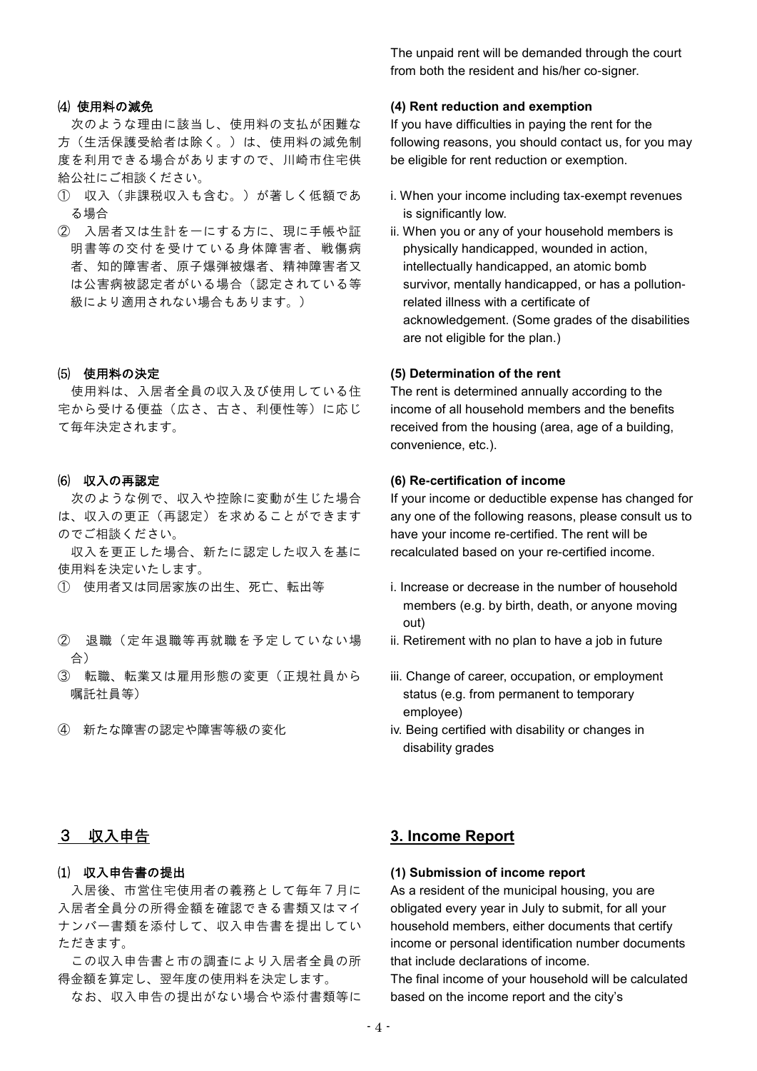The unpaid rent will be demanded through the court from both the resident and his/her co-signer.

### ⑷ 使用料の減免

次のような理由に該当し、使用料の支払が困難な方（生活保護受給者は除く。）は、使用料の減免制度を利用できる場合がありますので、川崎市住宅供給公社にご相談ください。

① 収入（非課税収入も含む。）が著しく低額である場合

② 入居者又は生計を一にする方に、現に手帳や証明書等の交付を受けている身体障害者、戦傷病者、知的障害者、原子爆弾被爆者、精神障害者又は公害病被認定者がいる場合（認定されている等級により適用されない場合もあります。）

### (4) Rent reduction and exemption

If you have difficulties in paying the rent for the following reasons, you should contact us, for you may be eligible for rent reduction or exemption.

i. When your income including tax-exempt revenues is significantly low.

ii. When you or any of your household members is physically handicapped, wounded in action, intellectually handicapped, an atomic bomb survivor, mentally handicapped, or has a pollution-related illness with a certificate of acknowledgement. (Some grades of the disabilities are not eligible for the plan.)

### ⑸ 使用料の決定

使用料は、入居者全員の収入及び使用している住宅から受ける便益（広さ、古さ、利便性等）に応じて毎年決定されます。

### (5) Determination of the rent

The rent is determined annually according to the income of all household members and the benefits received from the housing (area, age of a building, convenience, etc.).

### ⑹ 収入の再認定

次のような例で、収入や控除に変動が生じた場合は、収入の更正（再認定）を求めることができますのでご相談ください。

収入を更正した場合、新たに認定した収入を基に使用料を決定いたします。

① 使用者又は同居家族の出生、死亡、転出等

② 退職（定年退職等再就職を予定していない場合）

③ 転職、転業又は雇用形態の変更（正規社員から嘱託社員等）

④ 新たな障害の認定や障害等級の変化

### (6) Re-certification of income

If your income or deductible expense has changed for any one of the following reasons, please consult us to have your income re-certified. The rent will be recalculated based on your re-certified income.

i. Increase or decrease in the number of household members (e.g. by birth, death, or anyone moving out)

ii. Retirement with no plan to have a job in future

iii. Change of career, occupation, or employment status (e.g. from permanent to temporary employee)

iv. Being certified with disability or changes in disability grades

## ３ 収入申告

### ⑴ 収入申告書の提出

入居後、市営住宅使用者の義務として毎年７月に入居者全員分の所得金額を確認できる書類又はマイナンバー書類を添付して、収入申告書を提出していただきます。

この収入申告書と市の調査により入居者全員の所得金額を算定し、翌年度の使用料を決定します。

なお、収入申告の提出がない場合や添付書類等に

## 3. Income Report

### (1) Submission of income report

As a resident of the municipal housing, you are obligated every year in July to submit, for all your household members, either documents that certify income or personal identification number documents that include declarations of income.

The final income of your household will be calculated based on the income report and the city's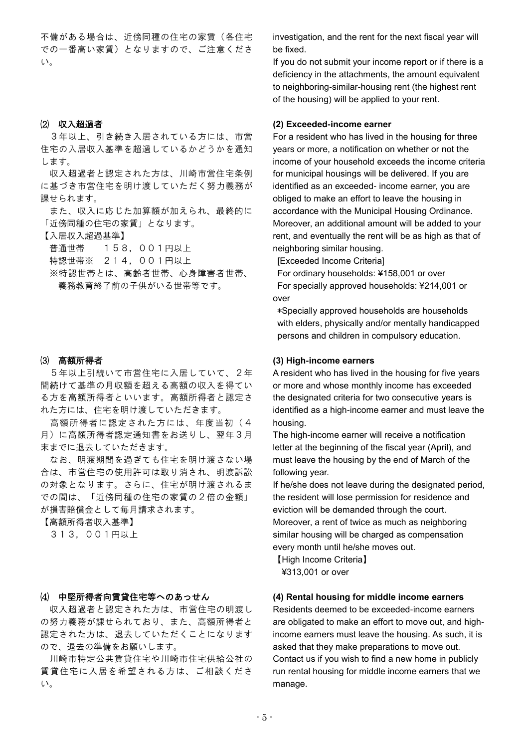不備がある場合は、近傍同種の住宅の家賃（各住宅での一番高い家賃）となりますので、ご注意ください。

investigation, and the rent for the next fiscal year will be fixed.

If you do not submit your income report or if there is a deficiency in the attachments, the amount equivalent to neighboring-similar-housing rent (the highest rent of the housing) will be applied to your rent.

### ⑵ 収入超過者

３年以上、引き続き入居されている方には、市営住宅の入居収入基準を超過しているかどうかを通知します。

収入超過者と認定された方は、川崎市営住宅条例に基づき市営住宅を明け渡していただく努力義務が課せられます。

また、収入に応じた加算額が加えられ、最終的に「近傍同種の住宅の家賃」となります。

【入居収入超過基準】

普通世帯　　１５８，００１円以上

特認世帯※　２１４，００１円以上

※特認世帯とは、高齢者世帯、心身障害者世帯、義務教育終了前の子供がいる世帯等です。

### (2) Exceeded-income earner

For a resident who has lived in the housing for three years or more, a notification on whether or not the income of your household exceeds the income criteria for municipal housings will be delivered. If you are identified as an exceeded- income earner, you are obliged to make an effort to leave the housing in accordance with the Municipal Housing Ordinance. Moreover, an additional amount will be added to your rent, and eventually the rent will be as high as that of neighboring similar housing.

[Exceeded Income Criteria]

For ordinary households: ¥158,001 or over

For specially approved households: ¥214,001 or over

*Specially approved households are households with elders, physically and/or mentally handicapped persons and children in compulsory education.

### ⑶ 高額所得者

５年以上引続いて市営住宅に入居していて、２年間続けて基準の月収額を超える高額の収入を得ている方を高額所得者といいます。高額所得者と認定された方には、住宅を明け渡していただきます。

高額所得者に認定された方には、年度当初（４月）に高額所得者認定通知書をお送りし、翌年３月末までに退去していただきます。

なお、明渡期間を過ぎても住宅を明け渡さない場合は、市営住宅の使用許可は取り消され、明渡訴訟の対象となります。さらに、住宅が明け渡されるまでの間は、「近傍同種の住宅の家賃の２倍の金額」が損害賠償金として毎月請求されます。

【高額所得者収入基準】

３１３，００１円以上

### (3) High-income earners

A resident who has lived in the housing for five years or more and whose monthly income has exceeded the designated criteria for two consecutive years is identified as a high-income earner and must leave the housing.

The high-income earner will receive a notification letter at the beginning of the fiscal year (April), and must leave the housing by the end of March of the following year.

If he/she does not leave during the designated period, the resident will lose permission for residence and eviction will be demanded through the court. Moreover, a rent of twice as much as neighboring similar housing will be charged as compensation every month until he/she moves out.

【High Income Criteria】

¥313,001 or over

### ⑷ 中堅所得者向賃貸住宅等へのあっせん

収入超過者と認定された方は、市営住宅の明渡しの努力義務が課せられており、また、高額所得者と認定された方は、退去していただくことになりますので、退去の準備をお願いします。

川崎市特定公共賃貸住宅や川崎市住宅供給公社の賃貸住宅に入居を希望される方は、ご相談ください。

### (4) Rental housing for middle income earners

Residents deemed to be exceeded-income earners are obligated to make an effort to move out, and high-income earners must leave the housing. As such, it is asked that they make preparations to move out. Contact us if you wish to find a new home in publicly run rental housing for middle income earners that we manage.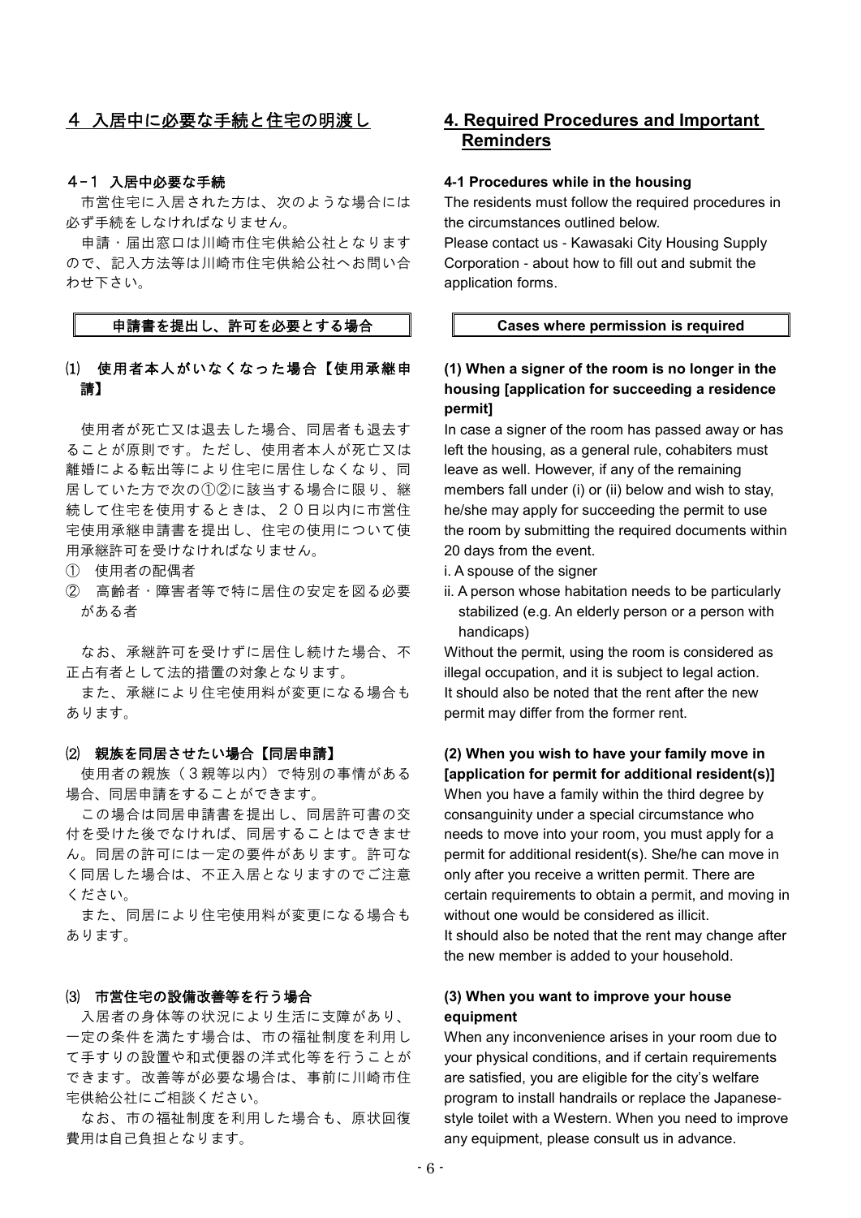## 4 入居中に必要な手続と住宅の明渡し

### 4－1 入居中必要な手続

市営住宅に入居された方は、次のような場合には必ず手続をしなければなりません。

申請・届出窓口は川崎市住宅供給公社となりますので、記入方法等は川崎市住宅供給公社へお問い合わせ下さい。

**申請書を提出し、許可を必要とする場合**

#### ⑴ 使用者本人がいなくなった場合【使用承継申請】

使用者が死亡又は退去した場合、同居者も退去することが原則です。ただし、使用者本人が死亡又は離婚による転出等により住宅に居住しなくなり、同居していた方で次の①②に該当する場合に限り、継続して住宅を使用するときは、２０日以内に市営住宅使用承継申請書を提出し、住宅の使用について使用承継許可を受けなければなりません。

① 使用者の配偶者
② 高齢者・障害者等で特に居住の安定を図る必要がある者

なお、承継許可を受けずに居住し続けた場合、不正占有者として法的措置の対象となります。

また、承継により住宅使用料が変更になる場合もあります。

#### ⑵ 親族を同居させたい場合【同居申請】

使用者の親族（３親等以内）で特別の事情がある場合、同居申請をすることができます。

この場合は同居申請書を提出し、同居許可書の交付を受けた後でなければ、同居することはできません。同居の許可には一定の要件があります。許可なく同居した場合は、不正入居となりますのでご注意ください。

また、同居により住宅使用料が変更になる場合もあります。

#### ⑶ 市営住宅の設備改善等を行う場合

入居者の身体等の状況により生活に支障があり、一定の条件を満たす場合は、市の福祉制度を利用して手すりの設置や和式便器の洋式化等を行うことができます。改善等が必要な場合は、事前に川崎市住宅供給公社にご相談ください。

なお、市の福祉制度を利用した場合も、原状回復費用は自己負担となります。

## 4. Required Procedures and Important Reminders

### 4-1 Procedures while in the housing

The residents must follow the required procedures in the circumstances outlined below.

Please contact us - Kawasaki City Housing Supply Corporation - about how to fill out and submit the application forms.

**Cases where permission is required**

#### (1) When a signer of the room is no longer in the housing [application for succeeding a residence permit]

In case a signer of the room has passed away or has left the housing, as a general rule, cohabiters must leave as well. However, if any of the remaining members fall under (i) or (ii) below and wish to stay, he/she may apply for succeeding the permit to use the room by submitting the required documents within 20 days from the event.

i. A spouse of the signer
ii. A person whose habitation needs to be particularly stabilized (e.g. An elderly person or a person with handicaps)

Without the permit, using the room is considered as illegal occupation, and it is subject to legal action.
It should also be noted that the rent after the new permit may differ from the former rent.

#### (2) When you wish to have your family move in [application for permit for additional resident(s)]

When you have a family within the third degree by consanguinity under a special circumstance who needs to move into your room, you must apply for a permit for additional resident(s). She/he can move in only after you receive a written permit. There are certain requirements to obtain a permit, and moving in without one would be considered as illicit.
It should also be noted that the rent may change after the new member is added to your household.

#### (3) When you want to improve your house equipment

When any inconvenience arises in your room due to your physical conditions, and if certain requirements are satisfied, you are eligible for the city's welfare program to install handrails or replace the Japanese-style toilet with a Western. When you need to improve any equipment, please consult us in advance.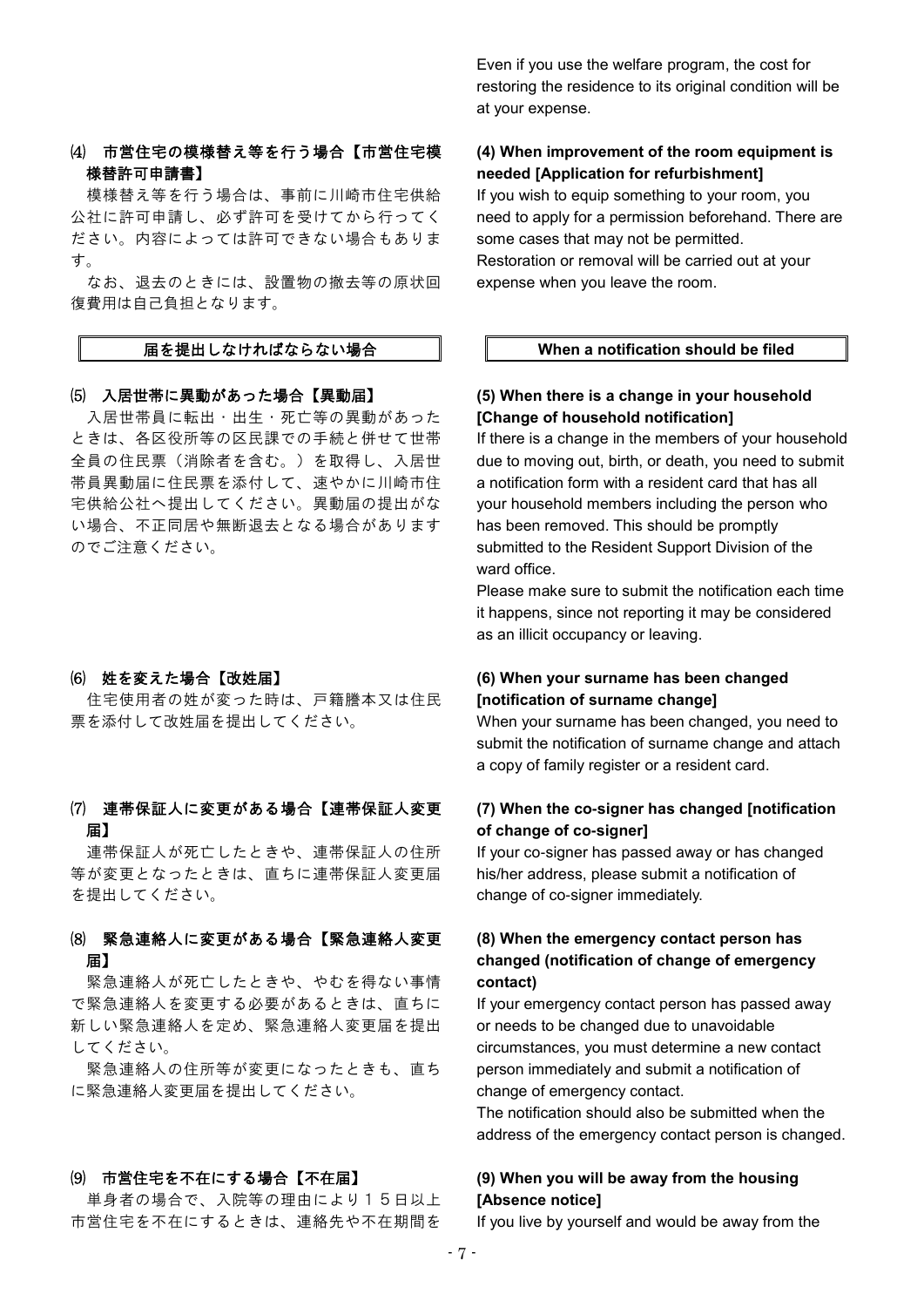Even if you use the welfare program, the cost for restoring the residence to its original condition will be at your expense.

### ⑷ 市営住宅の模様替え等を行う場合【市営住宅模様替許可申請書】

模様替え等を行う場合は、事前に川崎市住宅供給公社に許可申請し、必ず許可を受けてから行ってください。内容によっては許可できない場合もあります。

なお、退去のときには、設置物の撤去等の原状回復費用は自己負担となります。

### (4) When improvement of the room equipment is needed [Application for refurbishment]

If you wish to equip something to your room, you need to apply for a permission beforehand. There are some cases that may not be permitted.
Restoration or removal will be carried out at your expense when you leave the room.

## 届を提出しなければならない場合

## When a notification should be filed

### ⑸ 入居世帯に異動があった場合【異動届】

入居世帯員に転出・出生・死亡等の異動があったときは、各区役所等の区民課での手続と併せて世帯全員の住民票（消除者を含む。）を取得し、入居世帯員異動届に住民票を添付して、速やかに川崎市住宅供給公社へ提出してください。異動届の提出がない場合、不正同居や無断退去となる場合がありますのでご注意ください。

### (5) When there is a change in your household [Change of household notification]

If there is a change in the members of your household due to moving out, birth, or death, you need to submit a notification form with a resident card that has all your household members including the person who has been removed. This should be promptly submitted to the Resident Support Division of the ward office.

Please make sure to submit the notification each time it happens, since not reporting it may be considered as an illicit occupancy or leaving.

### ⑹ 姓を変えた場合【改姓届】

住宅使用者の姓が変った時は、戸籍謄本又は住民票を添付して改姓届を提出してください。

### (6) When your surname has been changed [notification of surname change]

When your surname has been changed, you need to submit the notification of surname change and attach a copy of family register or a resident card.

### ⑺ 連帯保証人に変更がある場合【連帯保証人変更届】

連帯保証人が死亡したときや、連帯保証人の住所等が変更となったときは、直ちに連帯保証人変更届を提出してください。

### (7) When the co-signer has changed [notification of change of co-signer]

If your co-signer has passed away or has changed his/her address, please submit a notification of change of co-signer immediately.

### ⑻ 緊急連絡人に変更がある場合【緊急連絡人変更届】

緊急連絡人が死亡したときや、やむを得ない事情で緊急連絡人を変更する必要があるときは、直ちに新しい緊急連絡人を定め、緊急連絡人変更届を提出してください。

緊急連絡人の住所等が変更になったときも、直ちに緊急連絡人変更届を提出してください。

### (8) When the emergency contact person has changed (notification of change of emergency contact)

If your emergency contact person has passed away or needs to be changed due to unavoidable circumstances, you must determine a new contact person immediately and submit a notification of change of emergency contact.

The notification should also be submitted when the address of the emergency contact person is changed.

### ⑼ 市営住宅を不在にする場合【不在届】

単身者の場合で、入院等の理由により１５日以上市営住宅を不在にするときは、連絡先や不在期間を

### (9) When you will be away from the housing [Absence notice]

If you live by yourself and would be away from the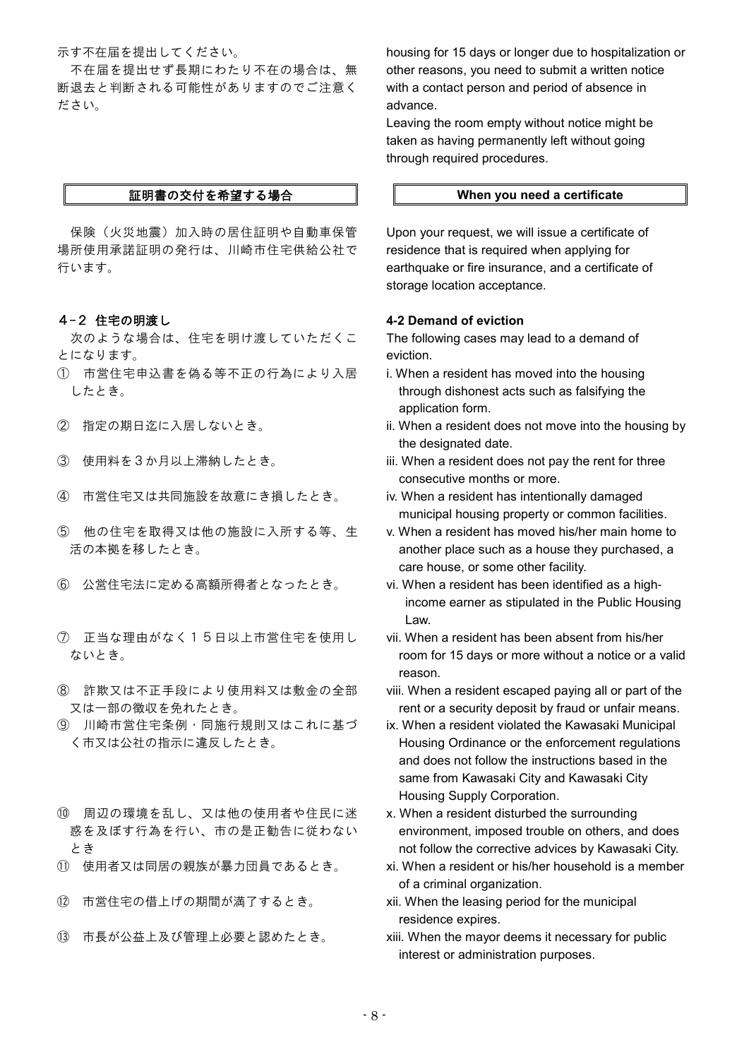示す不在届を提出してください。

不在届を提出せず長期にわたり不在の場合は、無断退去と判断される可能性がありますのでご注意ください。

housing for 15 days or longer due to hospitalization or other reasons, you need to submit a written notice with a contact person and period of absence in advance.

Leaving the room empty without notice might be taken as having permanently left without going through required procedures.

### 証明書の交付を希望する場合

保険（火災地震）加入時の居住証明や自動車保管場所使用承諾証明の発行は、川崎市住宅供給公社で行います。

### When you need a certificate

Upon your request, we will issue a certificate of residence that is required when applying for earthquake or fire insurance, and a certificate of storage location acceptance.

### 4-2 住宅の明渡し

次のような場合は、住宅を明け渡していただくことになります。

① 市営住宅申込書を偽る等不正の行為により入居したとき。
② 指定の期日迄に入居しないとき。
③ 使用料を３か月以上滞納したとき。
④ 市営住宅又は共同施設を故意にき損したとき。
⑤ 他の住宅を取得又は他の施設に入所する等、生活の本拠を移したとき。
⑥ 公営住宅法に定める高額所得者となったとき。
⑦ 正当な理由がなく１５日以上市営住宅を使用しないとき。
⑧ 詐欺又は不正手段により使用料又は敷金の全部又は一部の徴収を免れたとき。
⑨ 川崎市営住宅条例・同施行規則又はこれに基づく市又は公社の指示に違反したとき。
⑩ 周辺の環境を乱し、又は他の使用者や住民に迷惑を及ぼす行為を行い、市の是正勧告に従わないとき
⑪ 使用者又は同居の親族が暴力団員であるとき。
⑫ 市営住宅の借上げの期間が満了するとき。
⑬ 市長が公益上及び管理上必要と認めたとき。

### 4-2 Demand of eviction

The following cases may lead to a demand of eviction.

i. When a resident has moved into the housing through dishonest acts such as falsifying the application form.
ii. When a resident does not move into the housing by the designated date.
iii. When a resident does not pay the rent for three consecutive months or more.
iv. When a resident has intentionally damaged municipal housing property or common facilities.
v. When a resident has moved his/her main home to another place such as a house they purchased, a care house, or some other facility.
vi. When a resident has been identified as a high-income earner as stipulated in the Public Housing Law.
vii. When a resident has been absent from his/her room for 15 days or more without a notice or a valid reason.
viii. When a resident escaped paying all or part of the rent or a security deposit by fraud or unfair means.
ix. When a resident violated the Kawasaki Municipal Housing Ordinance or the enforcement regulations and does not follow the instructions based in the same from Kawasaki City and Kawasaki City Housing Supply Corporation.
x. When a resident disturbed the surrounding environment, imposed trouble on others, and does not follow the corrective advices by Kawasaki City.
xi. When a resident or his/her household is a member of a criminal organization.
xii. When the leasing period for the municipal residence expires.
xiii. When the mayor deems it necessary for public interest or administration purposes.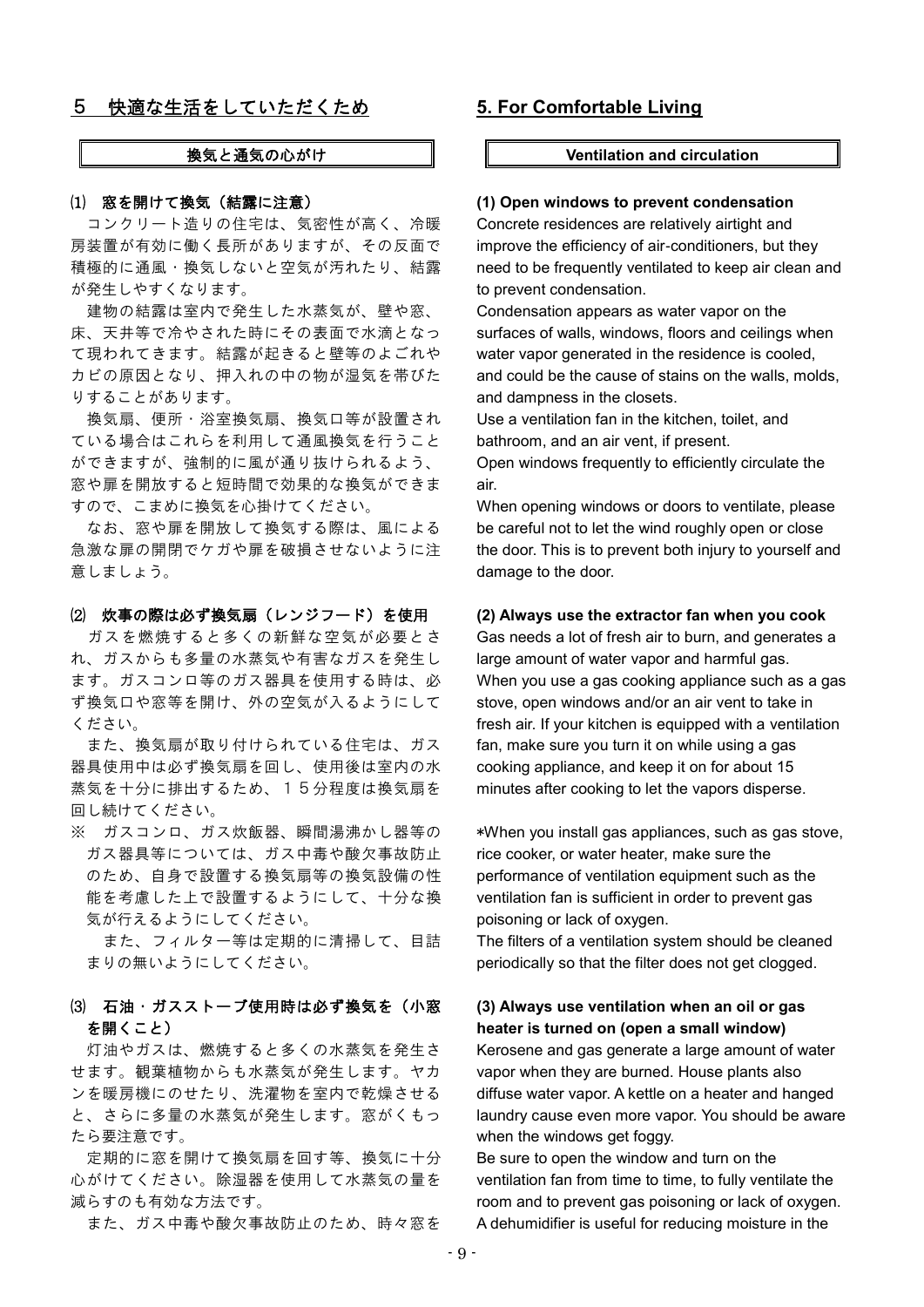## 5　快適な生活をしていただくため

### 換気と通気の心がけ

**⑴　窓を開けて換気（結露に注意）**

コンクリート造りの住宅は、気密性が高く、冷暖房装置が有効に働く長所がありますが、その反面で積極的に通風・換気しないと空気が汚れたり、結露が発生しやすくなります。

建物の結露は室内で発生した水蒸気が、壁や窓、床、天井等で冷やされた時にその表面で水滴となって現われてきます。結露が起きると壁等のよごれやカビの原因となり、押入れの中の物が湿気を帯びたりすることがあります。

換気扇、便所・浴室換気扇、換気口等が設置されている場合はこれらを利用して通風換気を行うことができますが、強制的に風が通り抜けられるよう、窓や扉を開放すると短時間で効果的な換気ができますので、こまめに換気を心掛けてください。

なお、窓や扉を開放して換気する際は、風による急激な扉の開閉でケガや扉を破損させないように注意しましょう。

**⑵　炊事の際は必ず換気扇（レンジフード）を使用**

ガスを燃焼すると多くの新鮮な空気が必要とされ、ガスからも多量の水蒸気や有害なガスを発生します。ガスコンロ等のガス器具を使用する時は、必ず換気口や窓等を開け、外の空気が入るようにしてください。

また、換気扇が取り付けられている住宅は、ガス器具使用中は必ず換気扇を回し、使用後は室内の水蒸気を十分に排出するため、１５分程度は換気扇を回し続けてください。

※　ガスコンロ、ガス炊飯器、瞬間湯沸かし器等のガス器具等については、ガス中毒や酸欠事故防止のため、自身で設置する換気扇等の換気設備の性能を考慮した上で設置するようにして、十分な換気が行えるようにしてください。

また、フィルター等は定期的に清掃して、目詰まりの無いようにしてください。

**⑶　石油・ガスストーブ使用時は必ず換気を（小窓を開くこと）**

灯油やガスは、燃焼すると多くの水蒸気を発生させます。観葉植物からも水蒸気が発生します。ヤカンを暖房機にのせたり、洗濯物を室内で乾燥させると、さらに多量の水蒸気が発生します。窓がくもったら要注意です。

定期的に窓を開けて換気扇を回す等、換気に十分心がけてください。除湿器を使用して水蒸気の量を減らすのも有効な方法です。

また、ガス中毒や酸欠事故防止のため、時々窓を

## 5. For Comfortable Living

### Ventilation and circulation

**(1) Open windows to prevent condensation**

Concrete residences are relatively airtight and improve the efficiency of air-conditioners, but they need to be frequently ventilated to keep air clean and to prevent condensation.

Condensation appears as water vapor on the surfaces of walls, windows, floors and ceilings when water vapor generated in the residence is cooled, and could be the cause of stains on the walls, molds, and dampness in the closets.

Use a ventilation fan in the kitchen, toilet, and bathroom, and an air vent, if present.

Open windows frequently to efficiently circulate the air.

When opening windows or doors to ventilate, please be careful not to let the wind roughly open or close the door. This is to prevent both injury to yourself and damage to the door.

**(2) Always use the extractor fan when you cook**

Gas needs a lot of fresh air to burn, and generates a large amount of water vapor and harmful gas.

When you use a gas cooking appliance such as a gas stove, open windows and/or an air vent to take in fresh air. If your kitchen is equipped with a ventilation fan, make sure you turn it on while using a gas cooking appliance, and keep it on for about 15 minutes after cooking to let the vapors disperse.

*When you install gas appliances, such as gas stove, rice cooker, or water heater, make sure the performance of ventilation equipment such as the ventilation fan is sufficient in order to prevent gas poisoning or lack of oxygen.

The filters of a ventilation system should be cleaned periodically so that the filter does not get clogged.

**(3) Always use ventilation when an oil or gas heater is turned on (open a small window)**

Kerosene and gas generate a large amount of water vapor when they are burned. House plants also diffuse water vapor. A kettle on a heater and hanged laundry cause even more vapor. You should be aware when the windows get foggy.

Be sure to open the window and turn on the ventilation fan from time to time, to fully ventilate the room and to prevent gas poisoning or lack of oxygen.

A dehumidifier is useful for reducing moisture in the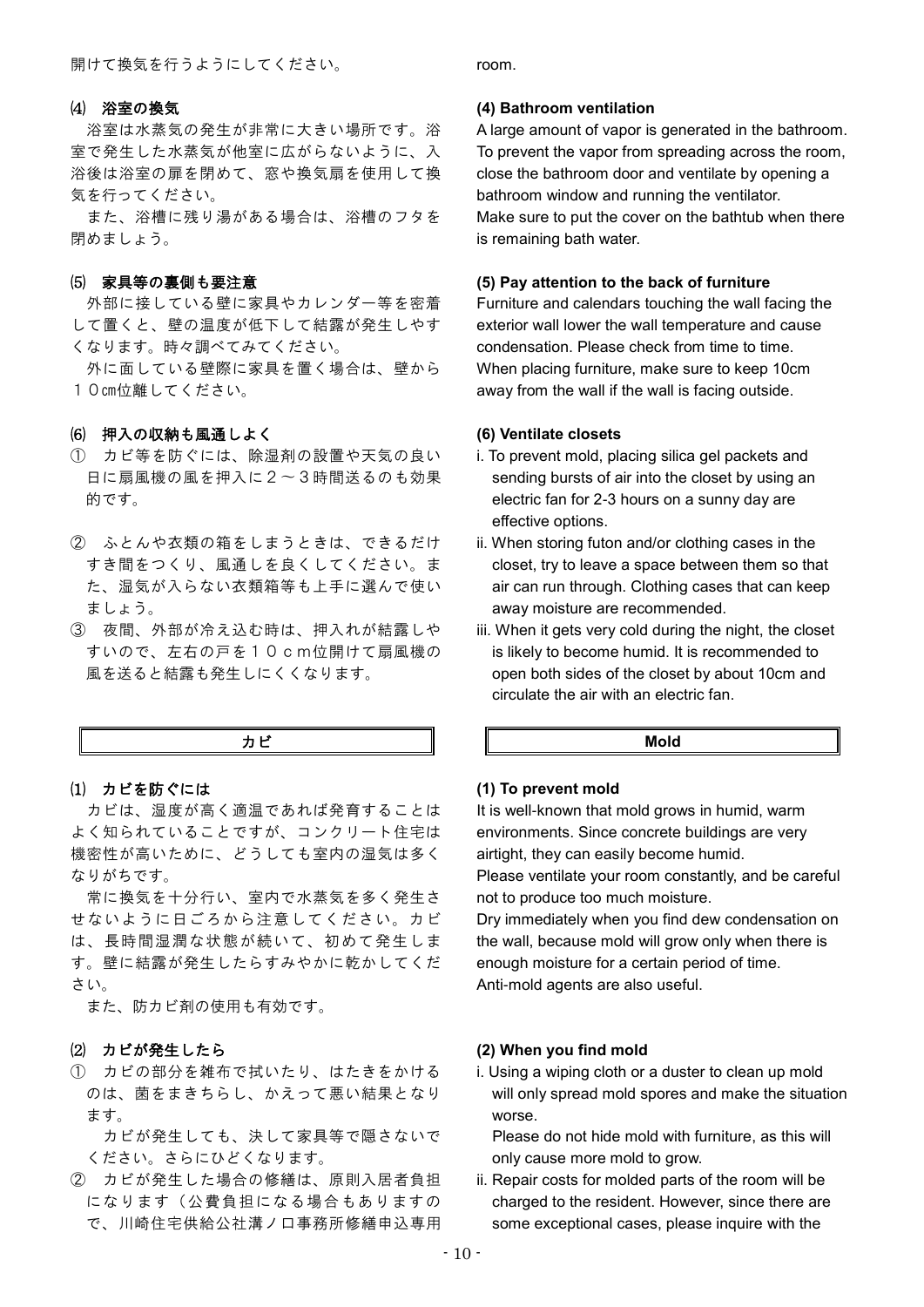開けて換気を行うようにしてください。

room.

### ⑷ 浴室の換気

浴室は水蒸気の発生が非常に大きい場所です。浴室で発生した水蒸気が他室に広がらないように、入浴後は浴室の扉を閉めて、窓や換気扇を使用して換気を行ってください。

また、浴槽に残り湯がある場合は、浴槽のフタを閉めましょう。

### (4) Bathroom ventilation

A large amount of vapor is generated in the bathroom. To prevent the vapor from spreading across the room, close the bathroom door and ventilate by opening a bathroom window and running the ventilator.

Make sure to put the cover on the bathtub when there is remaining bath water.

### ⑸ 家具等の裏側も要注意

外部に接している壁に家具やカレンダー等を密着して置くと、壁の温度が低下して結露が発生しやすくなります。時々調べてみてください。

外に面している壁際に家具を置く場合は、壁から１０cm位離してください。

### (5) Pay attention to the back of furniture

Furniture and calendars touching the wall facing the exterior wall lower the wall temperature and cause condensation. Please check from time to time.

When placing furniture, make sure to keep 10cm away from the wall if the wall is facing outside.

### ⑹ 押入の収納も風通しよく

① カビ等を防ぐには、除湿剤の設置や天気の良い日に扇風機の風を押入に２～３時間送るのも効果的です。

② ふとんや衣類の箱をしまうときは、できるだけすき間をつくり、風通しを良くしてください。また、湿気が入らない衣類箱等も上手に選んで使いましょう。

③ 夜間、外部が冷え込む時は、押入れが結露しやすいので、左右の戸を１０ｃｍ位開けて扇風機の風を送ると結露も発生しにくくなります。

### (6) Ventilate closets

i. To prevent mold, placing silica gel packets and sending bursts of air into the closet by using an electric fan for 2-3 hours on a sunny day are effective options.

ii. When storing futon and/or clothing cases in the closet, try to leave a space between them so that air can run through. Clothing cases that can keep away moisture are recommended.

iii. When it gets very cold during the night, the closet is likely to become humid. It is recommended to open both sides of the closet by about 10cm and circulate the air with an electric fan.

## カビ

### ⑴ カビを防ぐには

カビは、湿度が高く適温であれば発育することはよく知られていることですが、コンクリート住宅は機密性が高いために、どうしても室内の湿気は多くなりがちです。

常に換気を十分行い、室内で水蒸気を多く発生させないように日ごろから注意してください。カビは、長時間湿潤な状態が続いて、初めて発生します。壁に結露が発生したらすみやかに乾かしてください。

また、防カビ剤の使用も有効です。

### ⑵ カビが発生したら

① カビの部分を雑布で拭いたり、はたきをかけるのは、菌をまきちらし、かえって悪い結果となります。

カビが発生しても、決して家具等で隠さないでください。さらにひどくなります。

② カビが発生した場合の修繕は、原則入居者負担になります（公費負担になる場合もありますので、川崎住宅供給公社溝ノ口事務所修繕申込専用

## Mold

### (1) To prevent mold

It is well-known that mold grows in humid, warm environments. Since concrete buildings are very airtight, they can easily become humid.

Please ventilate your room constantly, and be careful not to produce too much moisture.

Dry immediately when you find dew condensation on the wall, because mold will grow only when there is enough moisture for a certain period of time.

Anti-mold agents are also useful.

### (2) When you find mold

i. Using a wiping cloth or a duster to clean up mold will only spread mold spores and make the situation worse.

Please do not hide mold with furniture, as this will only cause more mold to grow.

ii. Repair costs for molded parts of the room will be charged to the resident. However, since there are some exceptional cases, please inquire with the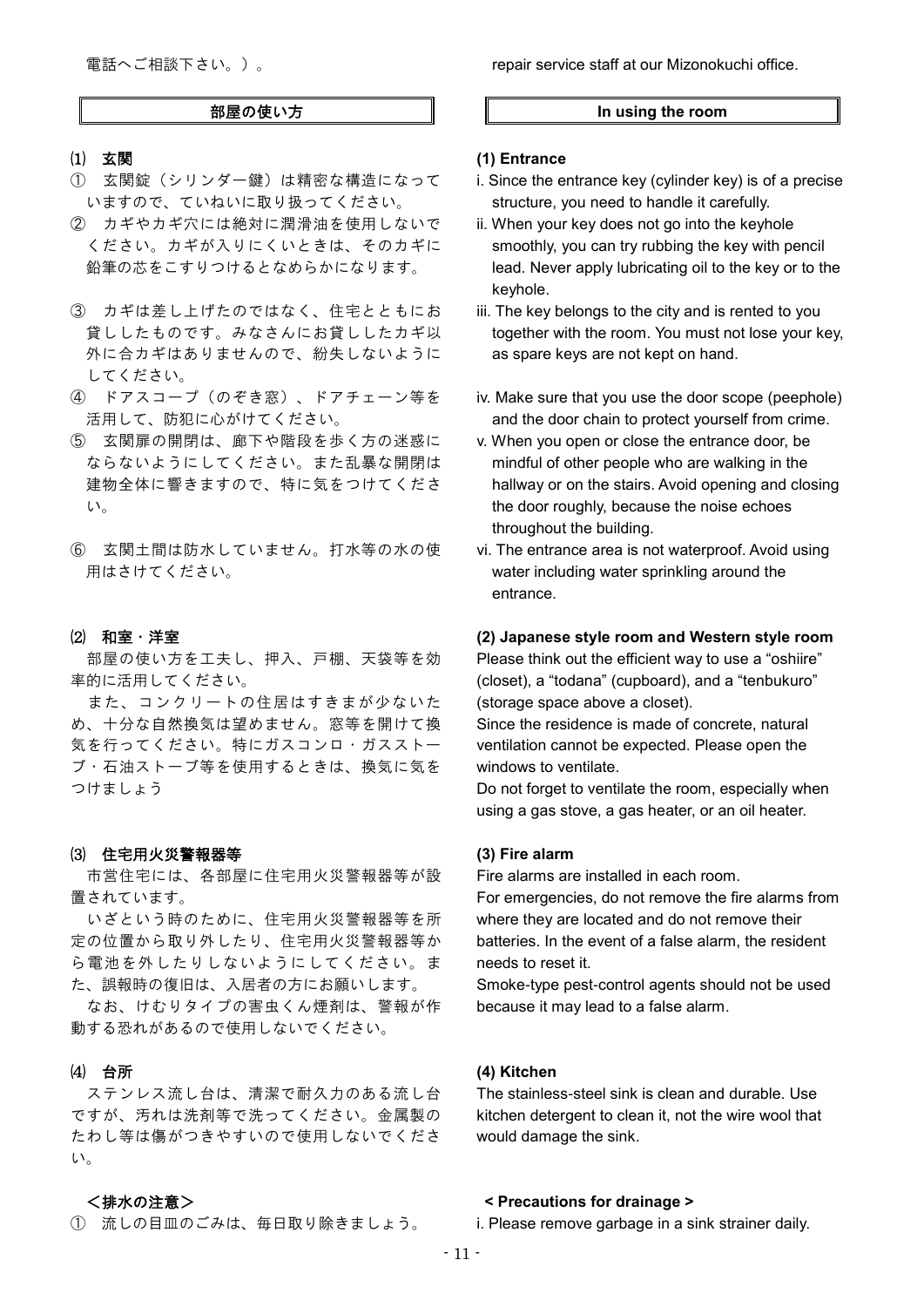電話へご相談下さい。）。

repair service staff at our Mizonokuchi office.

## 部屋の使い方

### ⑴ 玄関

① 玄関錠（シリンダー鍵）は精密な構造になっていますので、ていねいに取り扱ってください。

② カギやカギ穴には絶対に潤滑油を使用しないでください。カギが入りにくいときは、そのカギに鉛筆の芯をこすりつけるとなめらかになります。

③ カギは差し上げたのではなく、住宅とともにお貸ししたものです。みなさんにお貸ししたカギ以外に合カギはありませんので、紛失しないようにしてください。

④ ドアスコープ（のぞき窓）、ドアチェーン等を活用して、防犯に心がけてください。

⑤ 玄関扉の開閉は、廊下や階段を歩く方の迷惑にならないようにしてください。また乱暴な開閉は建物全体に響きますので、特に気をつけてください。

⑥ 玄関土間は防水していません。打水等の水の使用はさけてください。

### ⑵ 和室・洋室

部屋の使い方を工夫し、押入、戸棚、天袋等を効率的に活用してください。

また、コンクリートの住居はすきまが少ないため、十分な自然換気は望めません。窓等を開けて換気を行ってください。特にガスコンロ・ガスストーブ・石油ストーブ等を使用するときは、換気に気をつけましょう

### ⑶ 住宅用火災警報器等

市営住宅には、各部屋に住宅用火災警報器等が設置されています。

いざという時のために、住宅用火災警報器等を所定の位置から取り外したり、住宅用火災警報器等から電池を外したりしないようにしてください。また、誤報時の復旧は、入居者の方にお願いします。

なお、けむりタイプの害虫くん煙剤は、警報が作動する恐れがあるので使用しないでください。

### ⑷ 台所

ステンレス流し台は、清潔で耐久力のある流し台ですが、汚れは洗剤等で洗ってください。金属製のたわし等は傷がつきやすいので使用しないでください。

＜排水の注意＞

① 流しの目皿のごみは、毎日取り除きましょう。

## In using the room

### (1) Entrance

i. Since the entrance key (cylinder key) is of a precise structure, you need to handle it carefully.

ii. When your key does not go into the keyhole smoothly, you can try rubbing the key with pencil lead. Never apply lubricating oil to the key or to the keyhole.

iii. The key belongs to the city and is rented to you together with the room. You must not lose your key, as spare keys are not kept on hand.

iv. Make sure that you use the door scope (peephole) and the door chain to protect yourself from crime.

v. When you open or close the entrance door, be mindful of other people who are walking in the hallway or on the stairs. Avoid opening and closing the door roughly, because the noise echoes throughout the building.

vi. The entrance area is not waterproof. Avoid using water including water sprinkling around the entrance.

### (2) Japanese style room and Western style room

Please think out the efficient way to use a "oshiire" (closet), a "todana" (cupboard), and a "tenbukuro" (storage space above a closet).

Since the residence is made of concrete, natural ventilation cannot be expected. Please open the windows to ventilate.

Do not forget to ventilate the room, especially when using a gas stove, a gas heater, or an oil heater.

### (3) Fire alarm

Fire alarms are installed in each room.

For emergencies, do not remove the fire alarms from where they are located and do not remove their batteries. In the event of a false alarm, the resident needs to reset it.

Smoke-type pest-control agents should not be used because it may lead to a false alarm.

### (4) Kitchen

The stainless-steel sink is clean and durable. Use kitchen detergent to clean it, not the wire wool that would damage the sink.

**< Precautions for drainage >**

i. Please remove garbage in a sink strainer daily.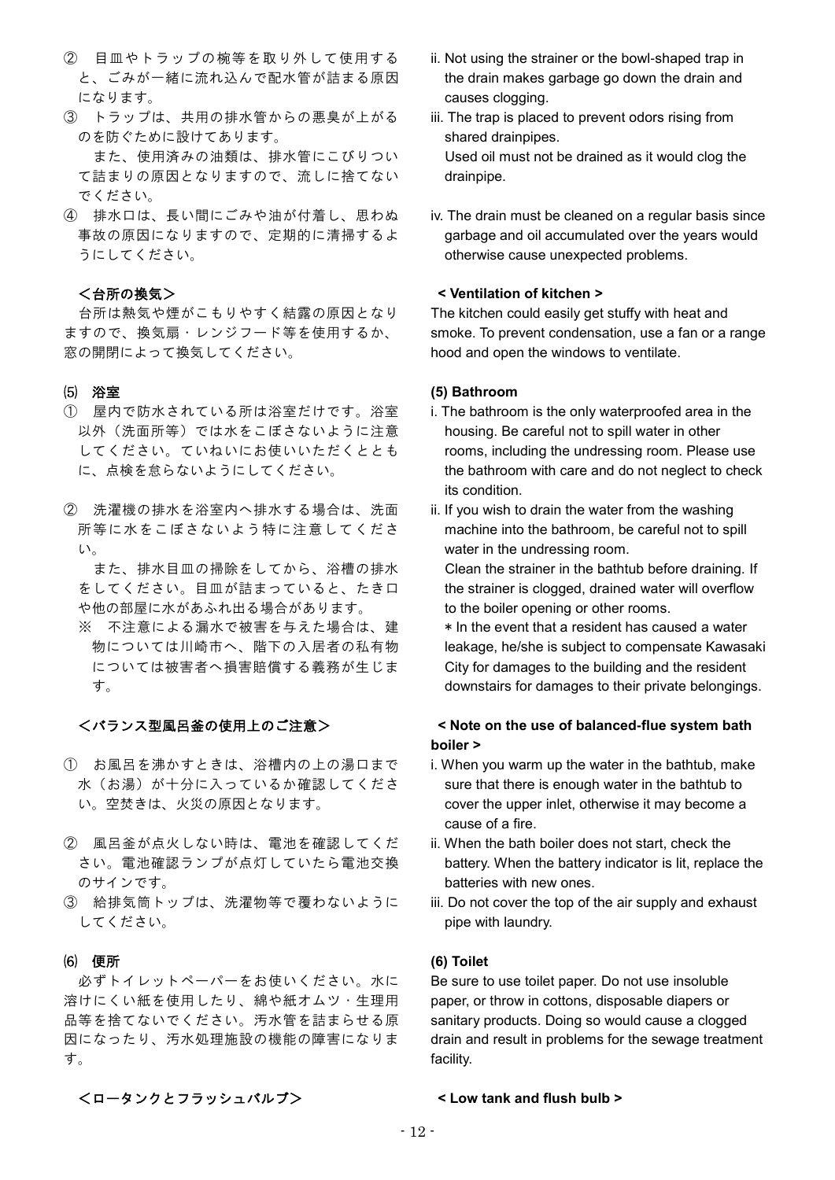② 目皿やトラップの椀等を取り外して使用すると、ごみが一緒に流れ込んで配水管が詰まる原因になります。

③ トラップは、共用の排水管からの悪臭が上がるのを防ぐために設けてあります。

また、使用済みの油類は、排水管にこびりついて詰まりの原因となりますので、流しに捨てないでください。

④ 排水口は、長い間にごみや油が付着し、思わぬ事故の原因になりますので、定期的に清掃するようにしてください。

ii. Not using the strainer or the bowl-shaped trap in the drain makes garbage go down the drain and causes clogging.

iii. The trap is placed to prevent odors rising from shared drainpipes.

Used oil must not be drained as it would clog the drainpipe.

iv. The drain must be cleaned on a regular basis since garbage and oil accumulated over the years would otherwise cause unexpected problems.

**＜台所の換気＞**

台所は熱気や煙がこもりやすく結露の原因となりますので、換気扇・レンジフード等を使用するか、窓の開閉によって換気してください。

**< Ventilation of kitchen >**

The kitchen could easily get stuffy with heat and smoke. To prevent condensation, use a fan or a range hood and open the windows to ventilate.

### ⑸ 浴室

① 屋内で防水されている所は浴室だけです。浴室以外（洗面所等）では水をこぼさないように注意してください。ていねいにお使いいただくとともに、点検を怠らないようにしてください。

② 洗濯機の排水を浴室内へ排水する場合は、洗面所等に水をこぼさないよう特に注意してください。

また、排水目皿の掃除をしてから、浴槽の排水をしてください。目皿が詰まっていると、たき口や他の部屋に水があふれ出る場合があります。

※ 不注意による漏水で被害を与えた場合は、建物については川崎市へ、階下の入居者の私有物については被害者へ損害賠償する義務が生じます。

### (5) Bathroom

i. The bathroom is the only waterproofed area in the housing. Be careful not to spill water in other rooms, including the undressing room. Please use the bathroom with care and do not neglect to check its condition.

ii. If you wish to drain the water from the washing machine into the bathroom, be careful not to spill water in the undressing room.

Clean the strainer in the bathtub before draining. If the strainer is clogged, drained water will overflow to the boiler opening or other rooms.

* In the event that a resident has caused a water leakage, he/she is subject to compensate Kawasaki City for damages to the building and the resident downstairs for damages to their private belongings.

**＜バランス型風呂釜の使用上のご注意＞**

① お風呂を沸かすときは、浴槽内の上の湯口まで水（お湯）が十分に入っているか確認してください。空焚きは、火災の原因となります。

② 風呂釜が点火しない時は、電池を確認してください。電池確認ランプが点灯していたら電池交換のサインです。

③ 給排気筒トップは、洗濯物等で覆わないようにしてください。

**< Note on the use of balanced-flue system bath boiler >**

i. When you warm up the water in the bathtub, make sure that there is enough water in the bathtub to cover the upper inlet, otherwise it may become a cause of a fire.

ii. When the bath boiler does not start, check the battery. When the battery indicator is lit, replace the batteries with new ones.

iii. Do not cover the top of the air supply and exhaust pipe with laundry.

### ⑹ 便所

必ずトイレットペーパーをお使いください。水に溶けにくい紙を使用したり、綿や紙オムツ・生理用品等を捨てないでください。汚水管を詰まらせる原因になったり、汚水処理施設の機能の障害になります。

### (6) Toilet

Be sure to use toilet paper. Do not use insoluble paper, or throw in cottons, disposable diapers or sanitary products. Doing so would cause a clogged drain and result in problems for the sewage treatment facility.

**＜ロータンクとフラッシュバルブ＞**

**< Low tank and flush bulb >**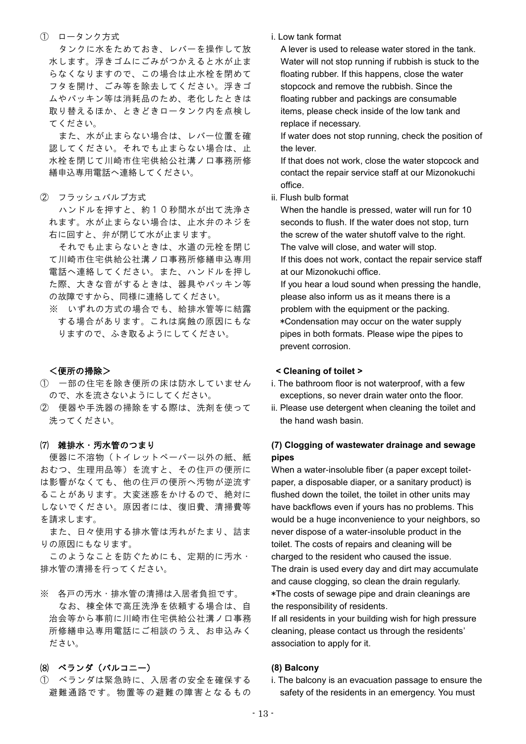① ロータンク方式

タンクに水をためておき、レバーを操作して放水します。浮きゴムにごみがつかえると水が止まらなくなりますので、この場合は止水栓を閉めてフタを開け、ごみ等を除去してください。浮きゴムやパッキン等は消耗品のため、老化したときは取り替えるほか、ときどきロータンク内を点検してください。

また、水が止まらない場合は、レバー位置を確認してください。それでも止まらない場合は、止水栓を閉じて川崎市住宅供給公社溝ノ口事務所修繕申込専用電話へ連絡してください。

② フラッシュバルブ方式

ハンドルを押すと、約１０秒間水が出て洗浄されます。水が止まらない場合は、止水弁のネジを右に回すと、弁が閉じて水が止まります。

それでも止まらないときは、水道の元栓を閉じて川崎市住宅供給公社溝ノ口事務所修繕申込専用電話へ連絡してください。また、ハンドルを押した際、大きな音がするときは、器具やパッキン等の故障ですから、同様に連絡してください。

※ いずれの方式の場合でも、給排水管等に結露する場合があります。これは腐食の原因にもなりますので、ふき取るようにしてください。

i. Low tank format

A lever is used to release water stored in the tank. Water will not stop running if rubbish is stuck to the floating rubber. If this happens, close the water stopcock and remove the rubbish. Since the floating rubber and packings are consumable items, please check inside of the low tank and replace if necessary.

If water does not stop running, check the position of the lever.

If that does not work, close the water stopcock and contact the repair service staff at our Mizonokuchi office.

ii. Flush bulb format

When the handle is pressed, water will run for 10 seconds to flush. If the water does not stop, turn the screw of the water shutoff valve to the right. The valve will close, and water will stop.

If this does not work, contact the repair service staff at our Mizonokuchi office.

If you hear a loud sound when pressing the handle, please also inform us as it means there is a problem with the equipment or the packing.

*Condensation may occur on the water supply pipes in both formats. Please wipe the pipes to prevent corrosion.

**＜便所の掃除＞**

① 一部の住宅を除き便所の床は防水していませんので、水を流さないようにしてください。

② 便器や手洗器の掃除をする際は、洗剤を使って洗ってください。

**< Cleaning of toilet >**

i. The bathroom floor is not waterproof, with a few exceptions, so never drain water onto the floor.

ii. Please use detergent when cleaning the toilet and the hand wash basin.

### ⑺ 雑排水・汚水管のつまり

便器に不溶物（トイレットペーパー以外の紙、紙おむつ、生理用品等）を流すと、その住戸の便所には影響がなくても、他の住戸の便所へ汚物が逆流することがあります。大変迷惑をかけるので、絶対にしないでください。原因者には、復旧費、清掃費等を請求します。

また、日々使用する排水管は汚れがたまり、詰まりの原因にもなります。

このようなことを防ぐためにも、定期的に汚水・排水管の清掃を行ってください。

※ 各戸の汚水・排水管の清掃は入居者負担です。

なお、棟全体で高圧洗浄を依頼する場合は、自治会等から事前に川崎市住宅供給公社溝ノ口事務所修繕申込専用電話にご相談のうえ、お申込みください。

### (7) Clogging of wastewater drainage and sewage pipes

When a water-insoluble fiber (a paper except toilet-paper, a disposable diaper, or a sanitary product) is flushed down the toilet, the toilet in other units may have backflows even if yours has no problems. This would be a huge inconvenience to your neighbors, so never dispose of a water-insoluble product in the toilet. The costs of repairs and cleaning will be charged to the resident who caused the issue.

The drain is used every day and dirt may accumulate and cause clogging, so clean the drain regularly.

*The costs of sewage pipe and drain cleanings are the responsibility of residents.

If all residents in your building wish for high pressure cleaning, please contact us through the residents' association to apply for it.

### ⑻ ベランダ（バルコニー）

① ベランダは緊急時に、入居者の安全を確保する避難通路です。物置等の避難の障害となるもの

### (8) Balcony

i. The balcony is an evacuation passage to ensure the safety of the residents in an emergency. You must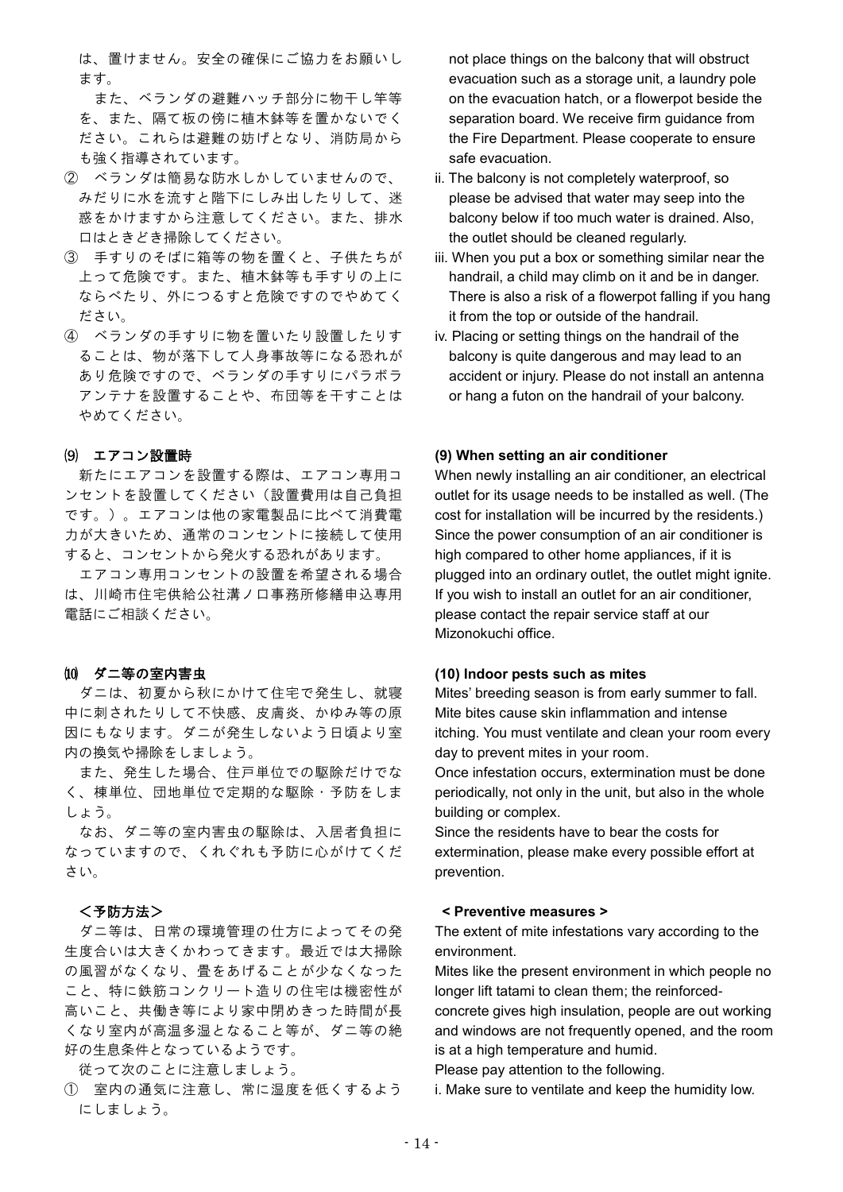は、置けません。安全の確保にご協力をお願いします。

また、ベランダの避難ハッチ部分に物干し竿等を、また、隔て板の傍に植木鉢等を置かないでください。これらは避難の妨げとなり、消防局からも強く指導されています。

② ベランダは簡易な防水しかしていませんので、みだりに水を流すと階下にしみ出したりして、迷惑をかけますから注意してください。また、排水口はときどき掃除してください。

③ 手すりのそばに箱等の物を置くと、子供たちが上って危険です。また、植木鉢等も手すりの上にならべたり、外につるすと危険ですのでやめてください。

④ ベランダの手すりに物を置いたり設置したりすることは、物が落下して人身事故等になる恐れがあり危険ですので、ベランダの手すりにパラボラアンテナを設置することや、布団等を干すことはやめてください。

not place things on the balcony that will obstruct evacuation such as a storage unit, a laundry pole on the evacuation hatch, or a flowerpot beside the separation board. We receive firm guidance from the Fire Department. Please cooperate to ensure safe evacuation.

ii. The balcony is not completely waterproof, so please be advised that water may seep into the balcony below if too much water is drained. Also, the outlet should be cleaned regularly.

iii. When you put a box or something similar near the handrail, a child may climb on it and be in danger. There is also a risk of a flowerpot falling if you hang it from the top or outside of the handrail.

iv. Placing or setting things on the handrail of the balcony is quite dangerous and may lead to an accident or injury. Please do not install an antenna or hang a futon on the handrail of your balcony.

### ⑼ エアコン設置時

新たにエアコンを設置する際は、エアコン専用コンセントを設置してください（設置費用は自己負担です。）。エアコンは他の家電製品に比べて消費電力が大きいため、通常のコンセントに接続して使用すると、コンセントから発火する恐れがあります。

エアコン専用コンセントの設置を希望される場合は、川崎市住宅供給公社溝ノ口事務所修繕申込専用電話にご相談ください。

### (9) When setting an air conditioner

When newly installing an air conditioner, an electrical outlet for its usage needs to be installed as well. (The cost for installation will be incurred by the residents.) Since the power consumption of an air conditioner is high compared to other home appliances, if it is plugged into an ordinary outlet, the outlet might ignite. If you wish to install an outlet for an air conditioner, please contact the repair service staff at our Mizonokuchi office.

### ⑽ ダニ等の室内害虫

ダニは、初夏から秋にかけて住宅で発生し、就寝中に刺されたりして不快感、皮膚炎、かゆみ等の原因にもなります。ダニが発生しないよう日頃より室内の換気や掃除をしましょう。

また、発生した場合、住戸単位での駆除だけでなく、棟単位、団地単位で定期的な駆除・予防をしましょう。

なお、ダニ等の室内害虫の駆除は、入居者負担になっていますので、くれぐれも予防に心がけてください。

### (10) Indoor pests such as mites

Mites' breeding season is from early summer to fall. Mite bites cause skin inflammation and intense itching. You must ventilate and clean your room every day to prevent mites in your room.

Once infestation occurs, extermination must be done periodically, not only in the unit, but also in the whole building or complex.

Since the residents have to bear the costs for extermination, please make every possible effort at prevention.

**＜予防方法＞**

ダニ等は、日常の環境管理の仕方によってその発生度合いは大きくかわってきます。最近では大掃除の風習がなくなり、畳をあげることが少なくなったこと、特に鉄筋コンクリート造りの住宅は機密性が高いこと、共働き等により家中閉めきった時間が長くなり室内が高温多湿となること等が、ダニ等の絶好の生息条件となっているようです。

従って次のことに注意しましょう。

① 室内の通気に注意し、常に湿度を低くするようにしましょう。

**< Preventive measures >**

The extent of mite infestations vary according to the environment.

Mites like the present environment in which people no longer lift tatami to clean them; the reinforced-concrete gives high insulation, people are out working and windows are not frequently opened, and the room is at a high temperature and humid.

Please pay attention to the following.

i. Make sure to ventilate and keep the humidity low.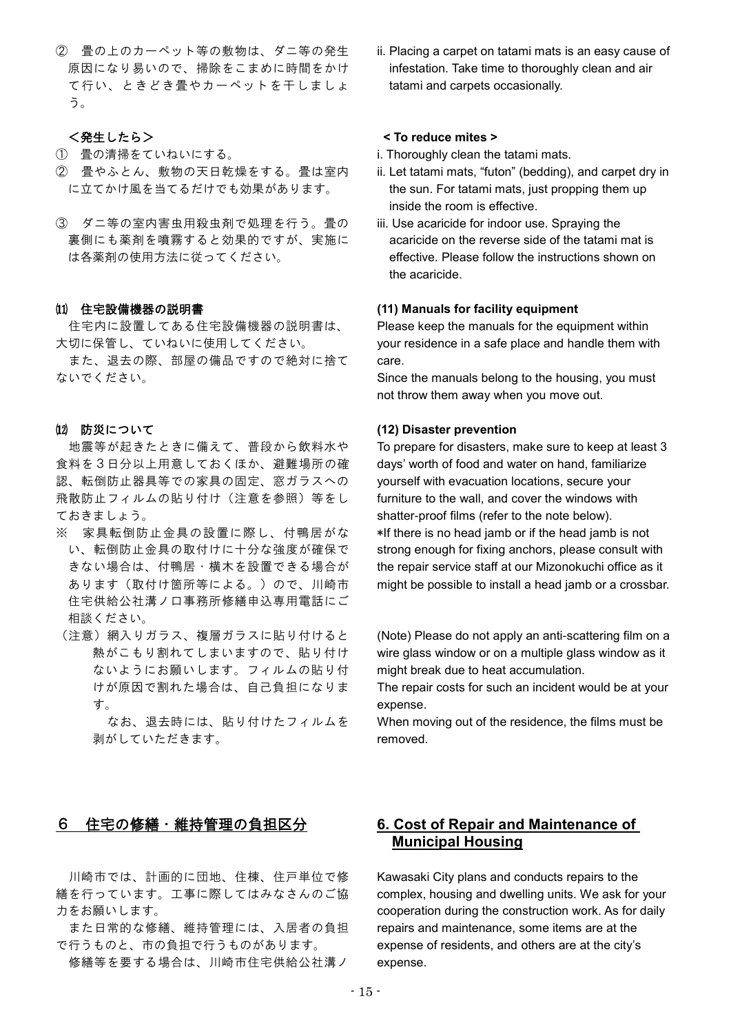② 畳の上のカーペット等の敷物は、ダニ等の発生原因になり易いので、掃除をこまめに時間をかけて行い、ときどき畳やカーペットを干しましょう。

ii. Placing a carpet on tatami mats is an easy cause of infestation. Take time to thoroughly clean and air tatami and carpets occasionally.

＜発生したら＞

① 畳の清掃をていねいにする。

② 畳やふとん、敷物の天日乾燥をする。畳は室内に立てかけ風を当てるだけでも効果があります。

③ ダニ等の室内害虫用殺虫剤で処理を行う。畳の裏側にも薬剤を噴霧すると効果的ですが、実施には各薬剤の使用方法に従ってください。

**< To reduce mites >**

i. Thoroughly clean the tatami mats.

ii. Let tatami mats, "futon" (bedding), and carpet dry in the sun. For tatami mats, just propping them up inside the room is effective.

iii. Use acaricide for indoor use. Spraying the acaricide on the reverse side of the tatami mat is effective. Please follow the instructions shown on the acaricide.

### ⑾ 住宅設備機器の説明書

住宅内に設置してある住宅設備機器の説明書は、大切に保管し、ていねいに使用してください。

また、退去の際、部屋の備品ですので絶対に捨てないでください。

### (11) Manuals for facility equipment

Please keep the manuals for the equipment within your residence in a safe place and handle them with care.

Since the manuals belong to the housing, you must not throw them away when you move out.

### ⑿ 防災について

地震等が起きたときに備えて、普段から飲料水や食料を３日分以上用意しておくほか、避難場所の確認、転倒防止器具等での家具の固定、窓ガラスへの飛散防止フィルムの貼り付け（注意を参照）等をしておきましょう。

※ 家具転倒防止金具の設置に際し、付鴨居がない、転倒防止金具の取付けに十分な強度が確保できない場合は、付鴨居・横木を設置できる場合があります（取付け箇所等による。）ので、川崎市住宅供給公社溝ノ口事務所修繕申込専用電話にご相談ください。

（注意）網入りガラス、複層ガラスに貼り付けると熱がこもり割れてしまいますので、貼り付けないようにお願いします。フィルムの貼り付けが原因で割れた場合は、自己負担になります。

なお、退去時には、貼り付けたフィルムを剥がしていただきます。

### (12) Disaster prevention

To prepare for disasters, make sure to keep at least 3 days' worth of food and water on hand, familiarize yourself with evacuation locations, secure your furniture to the wall, and cover the windows with shatter-proof films (refer to the note below).

*If there is no head jamb or if the head jamb is not strong enough for fixing anchors, please consult with the repair service staff at our Mizonokuchi office as it might be possible to install a head jamb or a crossbar.

(Note) Please do not apply an anti-scattering film on a wire glass window or on a multiple glass window as it might break due to heat accumulation.

The repair costs for such an incident would be at your expense.

When moving out of the residence, the films must be removed.

## ６ 住宅の修繕・維持管理の負担区分

川崎市では、計画的に団地、住棟、住戸単位で修繕を行っています。工事に際してはみなさんのご協力をお願いします。

また日常的な修繕、維持管理には、入居者の負担で行うものと、市の負担で行うものがあります。

修繕等を要する場合は、川崎市住宅供給公社溝ノ

## 6. Cost of Repair and Maintenance of Municipal Housing

Kawasaki City plans and conducts repairs to the complex, housing and dwelling units. We ask for your cooperation during the construction work. As for daily repairs and maintenance, some items are at the expense of residents, and others are at the city's expense.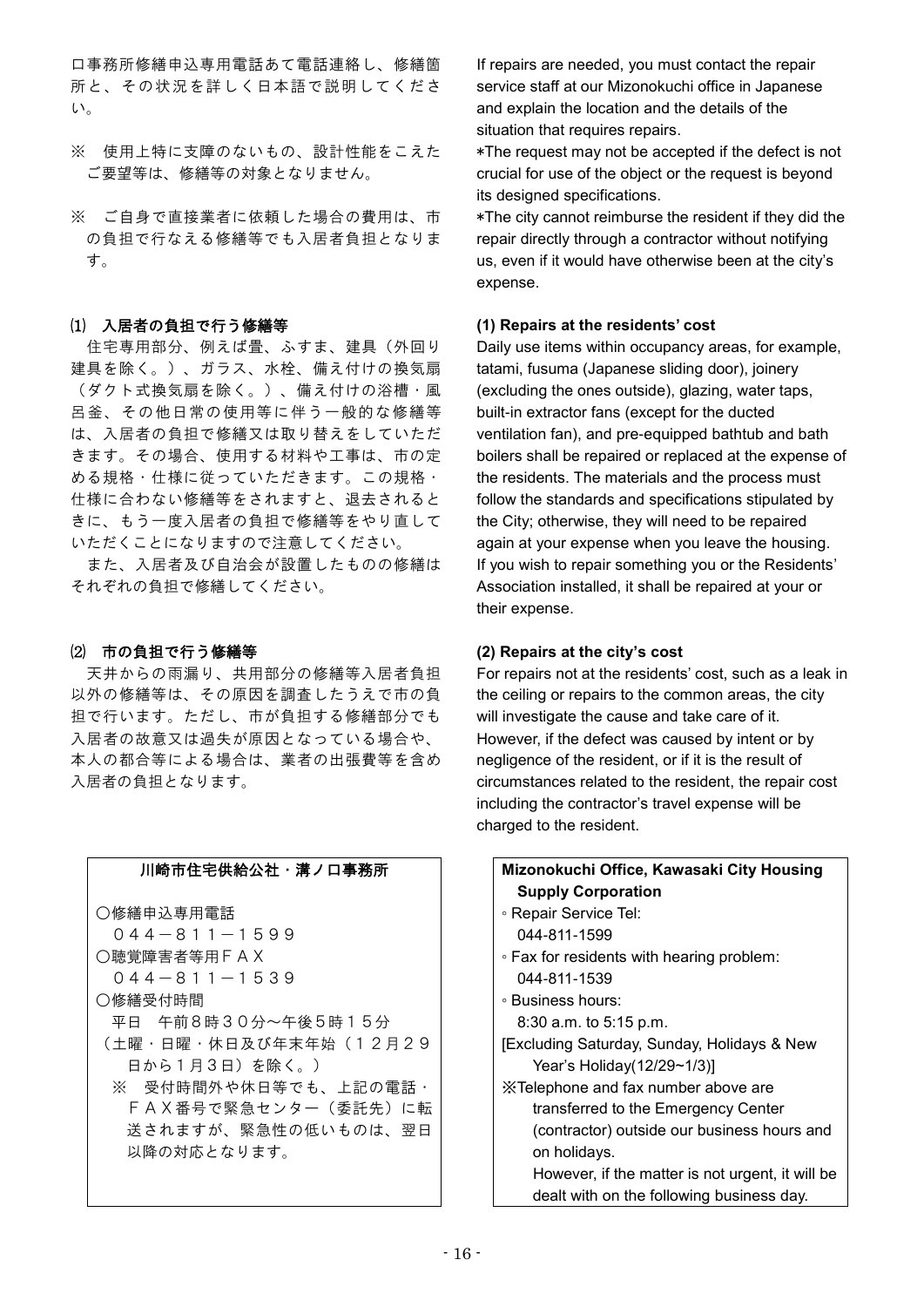口事務所修繕申込専用電話あて電話連絡し、修繕箇所と、その状況を詳しく日本語で説明してください。

※　使用上特に支障のないもの、設計性能をこえたご要望等は、修繕等の対象となりません。

※　ご自身で直接業者に依頼した場合の費用は、市の負担で行なえる修繕等でも入居者負担となります。

If repairs are needed, you must contact the repair service staff at our Mizonokuchi office in Japanese and explain the location and the details of the situation that requires repairs.

*The request may not be accepted if the defect is not crucial for use of the object or the request is beyond its designed specifications.

*The city cannot reimburse the resident if they did the repair directly through a contractor without notifying us, even if it would have otherwise been at the city's expense.

### ⑴　入居者の負担で行う修繕等

住宅専用部分、例えば畳、ふすま、建具（外回り建具を除く。）、ガラス、水栓、備え付けの換気扇（ダクト式換気扇を除く。）、備え付けの浴槽・風呂釜、その他日常の使用等に伴う一般的な修繕等は、入居者の負担で修繕又は取り替えをしていただきます。その場合、使用する材料や工事は、市の定める規格・仕様に従っていただきます。この規格・仕様に合わない修繕等をされますと、退去されるときに、もう一度入居者の負担で修繕等をやり直していただくことになりますので注意してください。

また、入居者及び自治会が設置したものの修繕はそれぞれの負担で修繕してください。

### (1) Repairs at the residents' cost

Daily use items within occupancy areas, for example, tatami, fusuma (Japanese sliding door), joinery (excluding the ones outside), glazing, water taps, built-in extractor fans (except for the ducted ventilation fan), and pre-equipped bathtub and bath boilers shall be repaired or replaced at the expense of the residents. The materials and the process must follow the standards and specifications stipulated by the City; otherwise, they will need to be repaired again at your expense when you leave the housing. If you wish to repair something you or the Residents' Association installed, it shall be repaired at your or their expense.

### ⑵　市の負担で行う修繕等

天井からの雨漏り、共用部分の修繕等入居者負担以外の修繕等は、その原因を調査したうえで市の負担で行います。ただし、市が負担する修繕部分でも入居者の故意又は過失が原因となっている場合や、本人の都合等による場合は、業者の出張費等を含め入居者の負担となります。

### (2) Repairs at the city's cost

For repairs not at the residents' cost, such as a leak in the ceiling or repairs to the common areas, the city will investigate the cause and take care of it. However, if the defect was caused by intent or by negligence of the resident, or if it is the result of circumstances related to the resident, the repair cost including the contractor's travel expense will be charged to the resident.

**川崎市住宅供給公社・溝ノ口事務所**

〇修繕申込専用電話
　０４４－８１１－１５９９
〇聴覚障害者等用ＦＡＸ
　０４４－８１１－１５３９
〇修繕受付時間
　平日　午前８時３０分～午後５時１５分
（土曜・日曜・休日及び年末年始（１２月２９日から１月３日）を除く。）
　※　受付時間外や休日等でも、上記の電話・ＦＡＸ番号で緊急センター（委託先）に転送されますが、緊急性の低いものは、翌日以降の対応となります。

**Mizonokuchi Office, Kawasaki City Housing Supply Corporation**

◦ Repair Service Tel:
　044-811-1599
◦ Fax for residents with hearing problem:
　044-811-1539
◦ Business hours:
　8:30 a.m. to 5:15 p.m.
[Excluding Saturday, Sunday, Holidays & New Year's Holiday(12/29~1/3)]
※Telephone and fax number above are transferred to the Emergency Center (contractor) outside our business hours and on holidays.
However, if the matter is not urgent, it will be dealt with on the following business day.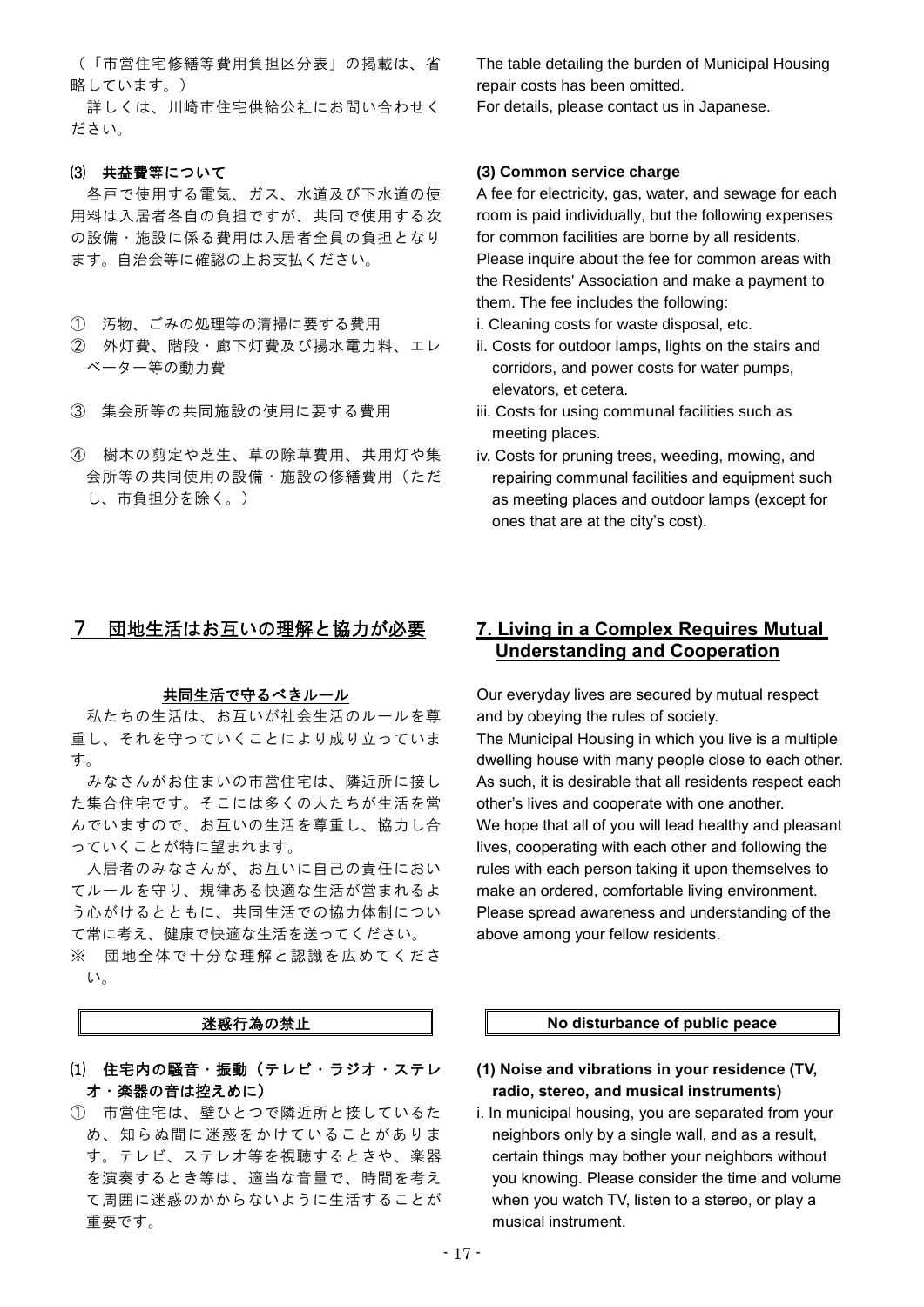（「市営住宅修繕等費用負担区分表」の掲載は、省略しています。）

詳しくは、川崎市住宅供給公社にお問い合わせください。

The table detailing the burden of Municipal Housing repair costs has been omitted.
For details, please contact us in Japanese.

### ⑶ 共益費等について

各戸で使用する電気、ガス、水道及び下水道の使用料は入居者各自の負担ですが、共同で使用する次の設備・施設に係る費用は入居者全員の負担となります。自治会等に確認の上お支払ください。

① 汚物、ごみの処理等の清掃に要する費用
② 外灯費、階段・廊下灯費及び揚水電力料、エレベーター等の動力費
③ 集会所等の共同施設の使用に要する費用
④ 樹木の剪定や芝生、草の除草費用、共用灯や集会所等の共同使用の設備・施設の修繕費用（ただし、市負担分を除く。）

### (3) Common service charge

A fee for electricity, gas, water, and sewage for each room is paid individually, but the following expenses for common facilities are borne by all residents. Please inquire about the fee for common areas with the Residents' Association and make a payment to them. The fee includes the following:

i. Cleaning costs for waste disposal, etc.
ii. Costs for outdoor lamps, lights on the stairs and corridors, and power costs for water pumps, elevators, et cetera.
iii. Costs for using communal facilities such as meeting places.
iv. Costs for pruning trees, weeding, mowing, and repairing communal facilities and equipment such as meeting places and outdoor lamps (except for ones that are at the city's cost).

## ７ 団地生活はお互いの理解と協力が必要

### 共同生活で守るべきルール

私たちの生活は、お互いが社会生活のルールを尊重し、それを守っていくことにより成り立っています。

みなさんがお住まいの市営住宅は、隣近所に接した集合住宅です。そこには多くの人たちが生活を営んでいますので、お互いの生活を尊重し、協力し合っていくことが特に望まれます。

入居者のみなさんが、お互いに自己の責任においてルールを守り、規律ある快適な生活が営まれるよう心がけるとともに、共同生活での協力体制について常に考え、健康で快適な生活を送ってください。

※ 団地全体で十分な理解と認識を広めてください。

## 7. Living in a Complex Requires Mutual Understanding and Cooperation

Our everyday lives are secured by mutual respect and by obeying the rules of society.
The Municipal Housing in which you live is a multiple dwelling house with many people close to each other. As such, it is desirable that all residents respect each other's lives and cooperate with one another.
We hope that all of you will lead healthy and pleasant lives, cooperating with each other and following the rules with each person taking it upon themselves to make an ordered, comfortable living environment.
Please spread awareness and understanding of the above among your fellow residents.

### 迷惑行為の禁止

#### ⑴ 住宅内の騒音・振動（テレビ・ラジオ・ステレオ・楽器の音は控えめに）

① 市営住宅は、壁ひとつで隣近所と接しているため、知らぬ間に迷惑をかけていることがあります。テレビ、ステレオ等を視聴するときや、楽器を演奏するとき等は、適当な音量で、時間を考えて周囲に迷惑のかからないように生活することが重要です。

### No disturbance of public peace

#### (1) Noise and vibrations in your residence (TV, radio, stereo, and musical instruments)

i. In municipal housing, you are separated from your neighbors only by a single wall, and as a result, certain things may bother your neighbors without you knowing. Please consider the time and volume when you watch TV, listen to a stereo, or play a musical instrument.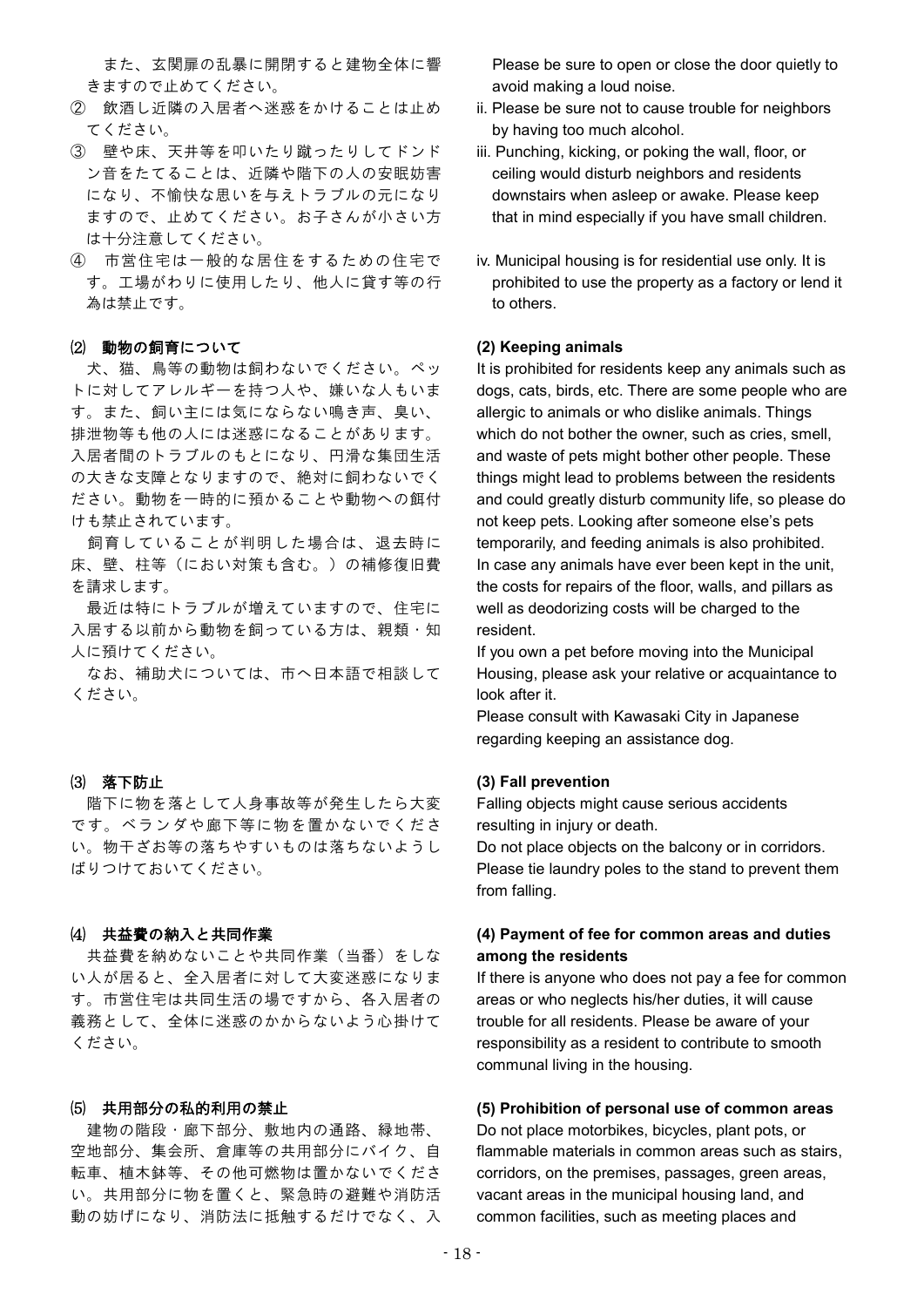また、玄関扉の乱暴に開閉すると建物全体に響きますので止めてください。

② 飲酒し近隣の入居者へ迷惑をかけることは止めてください。

③ 壁や床、天井等を叩いたり蹴ったりしてドンドン音をたてることは、近隣や階下の人の安眠妨害になり、不愉快な思いを与えトラブルの元になりますので、止めてください。お子さんが小さい方は十分注意してください。

④ 市営住宅は一般的な居住をするための住宅です。工場がわりに使用したり、他人に貸す等の行為は禁止です。

### ⑵ 動物の飼育について

犬、猫、鳥等の動物は飼わないでください。ペットに対してアレルギーを持つ人や、嫌いな人もいます。また、飼い主には気にならない鳴き声、臭い、排泄物等も他の人には迷惑になることがあります。入居者間のトラブルのもとになり、円滑な集団生活の大きな支障となりますので、絶対に飼わないでください。動物を一時的に預かることや動物への餌付けも禁止されています。

飼育していることが判明した場合は、退去時に床、壁、柱等（におい対策も含む。）の補修復旧費を請求します。

最近は特にトラブルが増えていますので、住宅に入居する以前から動物を飼っている方は、親類・知人に預けてください。

なお、補助犬については、市へ日本語で相談してください。

### ⑶ 落下防止

階下に物を落として人身事故等が発生したら大変です。ベランダや廊下等に物を置かないでください。物干ざお等の落ちやすいものは落ちないようしばりつけておいてください。

### ⑷ 共益費の納入と共同作業

共益費を納めないことや共同作業（当番）をしない人が居ると、全入居者に対して大変迷惑になります。市営住宅は共同生活の場ですから、各入居者の義務として、全体に迷惑のかからないよう心掛けてください。

### ⑸ 共用部分の私的利用の禁止

建物の階段・廊下部分、敷地内の通路、緑地帯、空地部分、集会所、倉庫等の共用部分にバイク、自転車、植木鉢等、その他可燃物は置かないでください。共用部分に物を置くと、緊急時の避難や消防活動の妨げになり、消防法に抵触するだけでなく、入

---

Please be sure to open or close the door quietly to avoid making a loud noise.

ii. Please be sure not to cause trouble for neighbors by having too much alcohol.

iii. Punching, kicking, or poking the wall, floor, or ceiling would disturb neighbors and residents downstairs when asleep or awake. Please keep that in mind especially if you have small children.

iv. Municipal housing is for residential use only. It is prohibited to use the property as a factory or lend it to others.

### (2) Keeping animals

It is prohibited for residents keep any animals such as dogs, cats, birds, etc. There are some people who are allergic to animals or who dislike animals. Things which do not bother the owner, such as cries, smell, and waste of pets might bother other people. These things might lead to problems between the residents and could greatly disturb community life, so please do not keep pets. Looking after someone else's pets temporarily, and feeding animals is also prohibited. In case any animals have ever been kept in the unit, the costs for repairs of the floor, walls, and pillars as well as deodorizing costs will be charged to the resident.

If you own a pet before moving into the Municipal Housing, please ask your relative or acquaintance to look after it.

Please consult with Kawasaki City in Japanese regarding keeping an assistance dog.

### (3) Fall prevention

Falling objects might cause serious accidents resulting in injury or death.

Do not place objects on the balcony or in corridors. Please tie laundry poles to the stand to prevent them from falling.

### (4) Payment of fee for common areas and duties among the residents

If there is anyone who does not pay a fee for common areas or who neglects his/her duties, it will cause trouble for all residents. Please be aware of your responsibility as a resident to contribute to smooth communal living in the housing.

### (5) Prohibition of personal use of common areas

Do not place motorbikes, bicycles, plant pots, or flammable materials in common areas such as stairs, corridors, on the premises, passages, green areas, vacant areas in the municipal housing land, and common facilities, such as meeting places and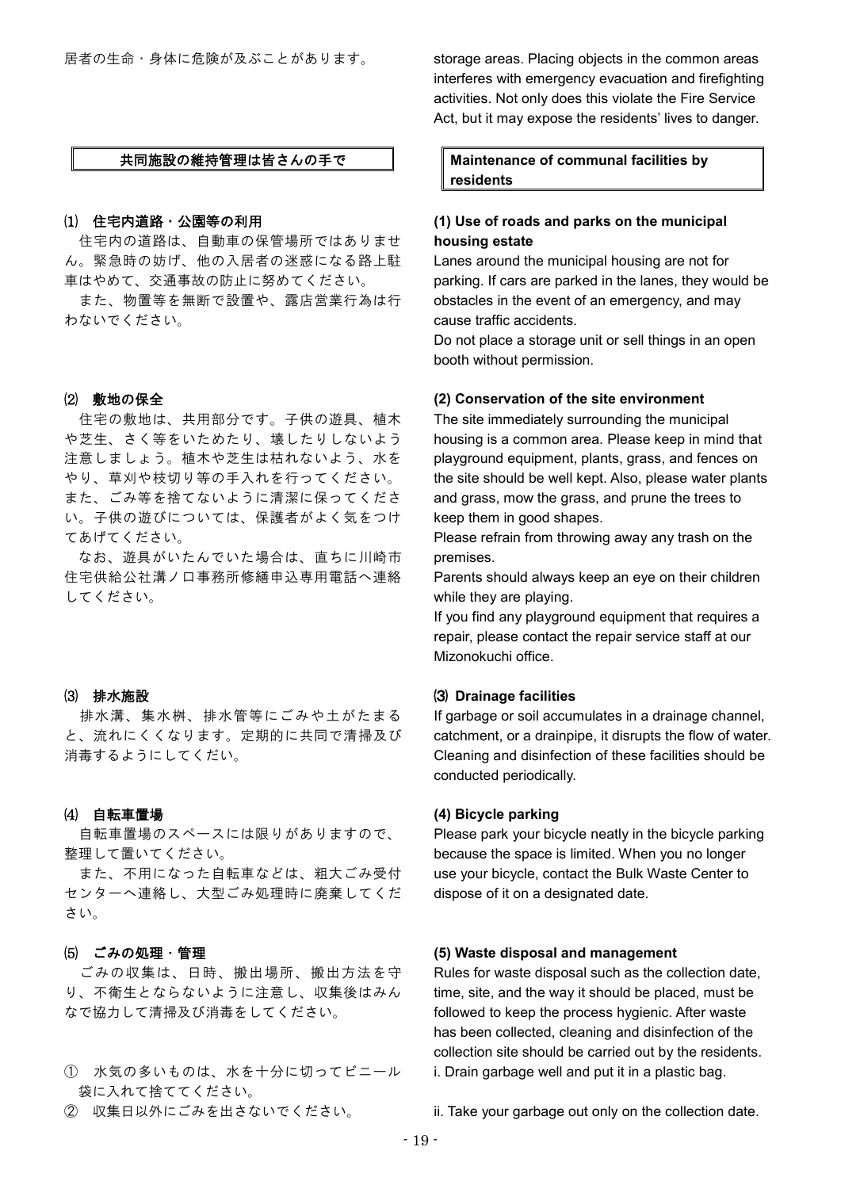居者の生命・身体に危険が及ぶことがあります。

storage areas. Placing objects in the common areas interferes with emergency evacuation and firefighting activities. Not only does this violate the Fire Service Act, but it may expose the residents' lives to danger.

## 共同施設の維持管理は皆さんの手で

## Maintenance of communal facilities by residents

### ⑴ 住宅内道路・公園等の利用

住宅内の道路は、自動車の保管場所ではありません。緊急時の妨げ、他の入居者の迷惑になる路上駐車はやめて、交通事故の防止に努めてください。

また、物置等を無断で設置や、露店営業行為は行わないでください。

### (1) Use of roads and parks on the municipal housing estate

Lanes around the municipal housing are not for parking. If cars are parked in the lanes, they would be obstacles in the event of an emergency, and may cause traffic accidents.

Do not place a storage unit or sell things in an open booth without permission.

### ⑵ 敷地の保全

住宅の敷地は、共用部分です。子供の遊具、植木や芝生、さく等をいためたり、壊したりしないよう注意しましょう。植木や芝生は枯れないよう、水をやり、草刈や枝切り等の手入れを行ってください。また、ごみ等を捨てないように清潔に保ってください。子供の遊びについては、保護者がよく気をつけてあげてください。

なお、遊具がいたんでいた場合は、直ちに川崎市住宅供給公社溝ノ口事務所修繕申込専用電話へ連絡してください。

### (2) Conservation of the site environment

The site immediately surrounding the municipal housing is a common area. Please keep in mind that playground equipment, plants, grass, and fences on the site should be well kept. Also, please water plants and grass, mow the grass, and prune the trees to keep them in good shapes.

Please refrain from throwing away any trash on the premises.

Parents should always keep an eye on their children while they are playing.

If you find any playground equipment that requires a repair, please contact the repair service staff at our Mizonokuchi office.

### ⑶ 排水施設

排水溝、集水桝、排水管等にごみや土がたまると、流れにくくなります。定期的に共同で清掃及び消毒するようにしてくだい。

### ⑶ Drainage facilities

If garbage or soil accumulates in a drainage channel, catchment, or a drainpipe, it disrupts the flow of water. Cleaning and disinfection of these facilities should be conducted periodically.

### ⑷ 自転車置場

自転車置場のスペースには限りがありますので、整理して置いてください。

また、不用になった自転車などは、粗大ごみ受付センターへ連絡し、大型ごみ処理時に廃棄してください。

### (4) Bicycle parking

Please park your bicycle neatly in the bicycle parking because the space is limited. When you no longer use your bicycle, contact the Bulk Waste Center to dispose of it on a designated date.

### ⑸ ごみの処理・管理

ごみの収集は、日時、搬出場所、搬出方法を守り、不衛生とならないように注意し、収集後はみんなで協力して清掃及び消毒をしてください。

① 水気の多いものは、水を十分に切ってビニール袋に入れて捨ててください。
② 収集日以外にごみを出さないでください。

### (5) Waste disposal and management

Rules for waste disposal such as the collection date, time, site, and the way it should be placed, must be followed to keep the process hygienic. After waste has been collected, cleaning and disinfection of the collection site should be carried out by the residents.

i. Drain garbage well and put it in a plastic bag.

ii. Take your garbage out only on the collection date.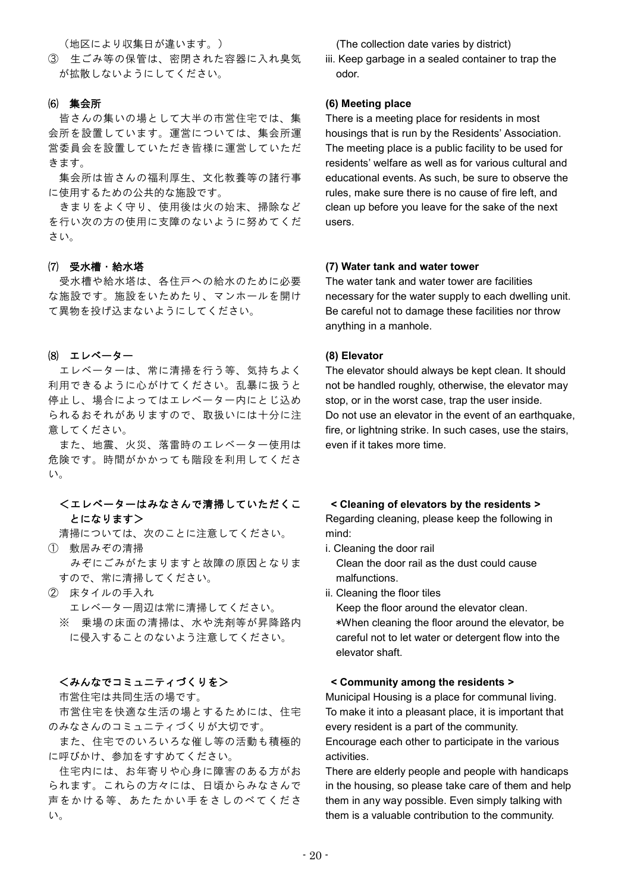（地区により収集日が違います。）

③　生ごみ等の保管は、密閉された容器に入れ臭気が拡散しないようにしてください。

(The collection date varies by district)

iii. Keep garbage in a sealed container to trap the odor.

### ⑹　集会所

皆さんの集いの場として大半の市営住宅では、集会所を設置しています。運営については、集会所運営委員会を設置していただき皆様に運営していただきます。

集会所は皆さんの福利厚生、文化教養等の諸行事に使用するための公共的な施設です。

きまりをよく守り、使用後は火の始末、掃除などを行い次の方の使用に支障のないように努めてください。

### (6) Meeting place

There is a meeting place for residents in most housings that is run by the Residents' Association. The meeting place is a public facility to be used for residents' welfare as well as for various cultural and educational events. As such, be sure to observe the rules, make sure there is no cause of fire left, and clean up before you leave for the sake of the next users.

### ⑺　受水槽・給水塔

受水槽や給水塔は、各住戸への給水のために必要な施設です。施設をいためたり、マンホールを開けて異物を投げ込まないようにしてください。

### (7) Water tank and water tower

The water tank and water tower are facilities necessary for the water supply to each dwelling unit. Be careful not to damage these facilities nor throw anything in a manhole.

### ⑻　エレベーター

エレベーターは、常に清掃を行う等、気持ちよく利用できるように心がけてください。乱暴に扱うと停止し、場合によってはエレベーター内にとじ込められるおそれがありますので、取扱いには十分に注意してください。

また、地震、火災、落雷時のエレベーター使用は危険です。時間がかかっても階段を利用してください。

### (8) Elevator

The elevator should always be kept clean. It should not be handled roughly, otherwise, the elevator may stop, or in the worst case, trap the user inside.

Do not use an elevator in the event of an earthquake, fire, or lightning strike. In such cases, use the stairs, even if it takes more time.

**＜エレベーターはみなさんで清掃していただくことになります＞**

清掃については、次のことに注意してください。

①　敷居みぞの清掃

　みぞにごみがたまりますと故障の原因となりますので、常に清掃してください。

②　床タイルの手入れ

　エレベーター周辺は常に清掃してください。

　※　乗場の床面の清掃は、水や洗剤等が昇降路内に侵入することのないよう注意してください。

**< Cleaning of elevators by the residents >**

Regarding cleaning, please keep the following in mind:

i. Cleaning the door rail

Clean the door rail as the dust could cause malfunctions.

ii. Cleaning the floor tiles

Keep the floor around the elevator clean.

*When cleaning the floor around the elevator, be careful not to let water or detergent flow into the elevator shaft.

**＜みんなでコミュニティづくりを＞**

市営住宅は共同生活の場です。

市営住宅を快適な生活の場とするためには、住宅のみなさんのコミュニティづくりが大切です。

また、住宅でのいろいろな催し等の活動も積極的に呼びかけ、参加をすすめてください。

住宅内には、お年寄りや心身に障害のある方がおられます。これらの方々には、日頃からみなさんで声をかける等、あたたかい手をさしのべてください。

**< Community among the residents >**

Municipal Housing is a place for communal living. To make it into a pleasant place, it is important that every resident is a part of the community.

Encourage each other to participate in the various activities.

There are elderly people and people with handicaps in the housing, so please take care of them and help them in any way possible. Even simply talking with them is a valuable contribution to the community.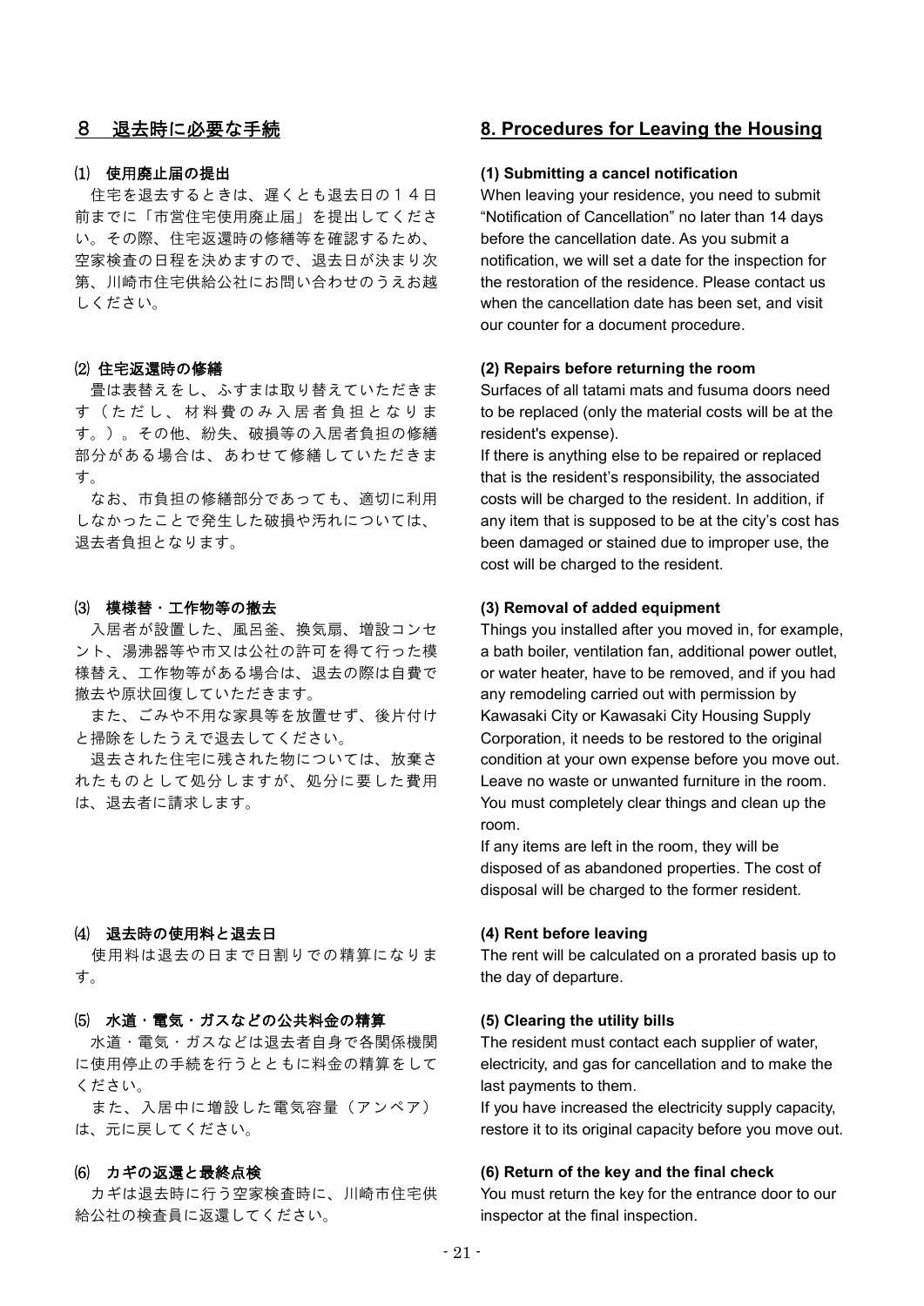## ８　退去時に必要な手続

### ⑴　使用廃止届の提出

住宅を退去するときは、遅くとも退去日の１４日前までに「市営住宅使用廃止届」を提出してください。その際、住宅返還時の修繕等を確認するため、空家検査の日程を決めますので、退去日が決まり次第、川崎市住宅供給公社にお問い合わせのうえお越しください。

### ⑵ 住宅返還時の修繕

畳は表替えをし、ふすまは取り替えていただきます（ただし、材料費のみ入居者負担となります。）。その他、紛失、破損等の入居者負担の修繕部分がある場合は、あわせて修繕していただきます。

なお、市負担の修繕部分であっても、適切に利用しなかったことで発生した破損や汚れについては、退去者負担となります。

### ⑶　模様替・工作物等の撤去

入居者が設置した、風呂釜、換気扇、増設コンセント、湯沸器等や市又は公社の許可を得て行った模様替え、工作物等がある場合は、退去の際は自費で撤去や原状回復していただきます。

また、ごみや不用な家具等を放置せず、後片付けと掃除をしたうえで退去してください。

退去された住宅に残された物については、放棄されたものとして処分しますが、処分に要した費用は、退去者に請求します。

### ⑷　退去時の使用料と退去日

使用料は退去の日まで日割りでの精算になります。

### ⑸　水道・電気・ガスなどの公共料金の精算

水道・電気・ガスなどは退去者自身で各関係機関に使用停止の手続を行うとともに料金の精算をしてください。

また、入居中に増設した電気容量（アンペア）は、元に戻してください。

### ⑹　カギの返還と最終点検

カギは退去時に行う空家検査時に、川崎市住宅供給公社の検査員に返還してください。

## 8. Procedures for Leaving the Housing

### (1) Submitting a cancel notification

When leaving your residence, you need to submit "Notification of Cancellation" no later than 14 days before the cancellation date. As you submit a notification, we will set a date for the inspection for the restoration of the residence. Please contact us when the cancellation date has been set, and visit our counter for a document procedure.

### (2) Repairs before returning the room

Surfaces of all tatami mats and fusuma doors need to be replaced (only the material costs will be at the resident's expense).

If there is anything else to be repaired or replaced that is the resident's responsibility, the associated costs will be charged to the resident. In addition, if any item that is supposed to be at the city's cost has been damaged or stained due to improper use, the cost will be charged to the resident.

### (3) Removal of added equipment

Things you installed after you moved in, for example, a bath boiler, ventilation fan, additional power outlet, or water heater, have to be removed, and if you had any remodeling carried out with permission by Kawasaki City or Kawasaki City Housing Supply Corporation, it needs to be restored to the original condition at your own expense before you move out. Leave no waste or unwanted furniture in the room. You must completely clear things and clean up the room.

If any items are left in the room, they will be disposed of as abandoned properties. The cost of disposal will be charged to the former resident.

### (4) Rent before leaving

The rent will be calculated on a prorated basis up to the day of departure.

### (5) Clearing the utility bills

The resident must contact each supplier of water, electricity, and gas for cancellation and to make the last payments to them.

If you have increased the electricity supply capacity, restore it to its original capacity before you move out.

### (6) Return of the key and the final check

You must return the key for the entrance door to our inspector at the final inspection.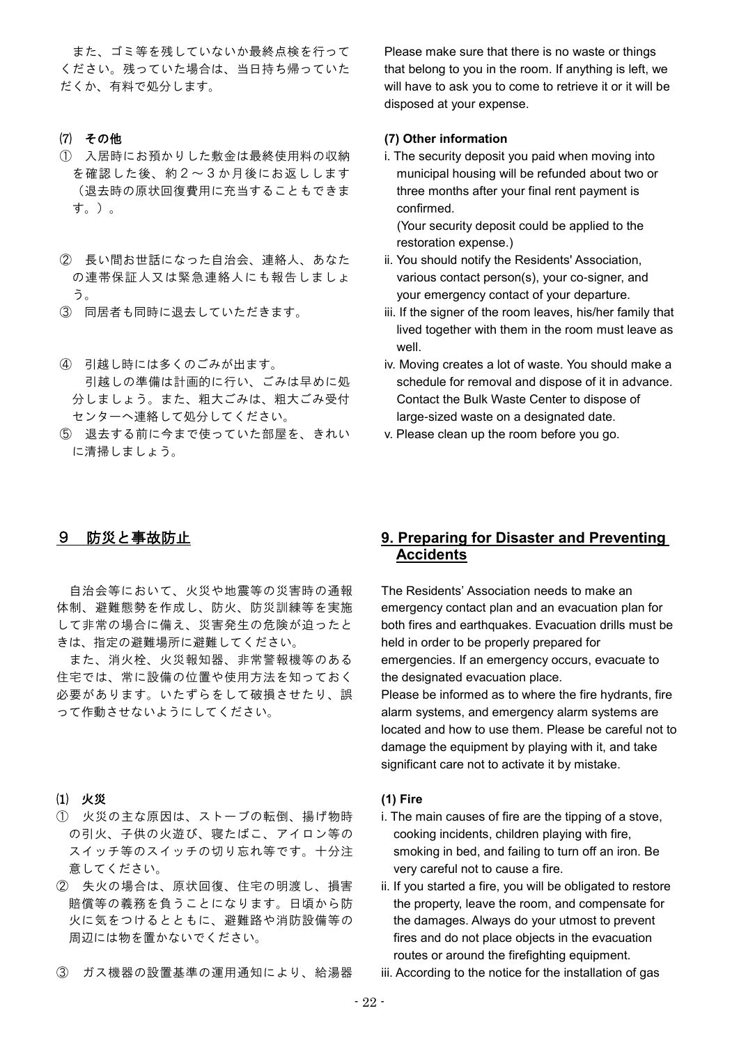また、ゴミ等を残していないか最終点検を行ってください。残っていた場合は、当日持ち帰っていただくか、有料で処分します。

Please make sure that there is no waste or things that belong to you in the room. If anything is left, we will have to ask you to come to retrieve it or it will be disposed at your expense.

### ⑺ その他

### (7) Other information

① 入居時にお預かりした敷金は最終使用料の収納を確認した後、約２～３か月後にお返しします（退去時の原状回復費用に充当することもできます。）。

i. The security deposit you paid when moving into municipal housing will be refunded about two or three months after your final rent payment is confirmed.
(Your security deposit could be applied to the restoration expense.)

② 長い間お世話になった自治会、連絡人、あなたの連帯保証人又は緊急連絡人にも報告しましょう。

ii. You should notify the Residents' Association, various contact person(s), your co-signer, and your emergency contact of your departure.

③ 同居者も同時に退去していただきます。

iii. If the signer of the room leaves, his/her family that lived together with them in the room must leave as well.

④ 引越し時には多くのごみが出ます。
引越しの準備は計画的に行い、ごみは早めに処分しましょう。また、粗大ごみは、粗大ごみ受付センターへ連絡して処分してください。

iv. Moving creates a lot of waste. You should make a schedule for removal and dispose of it in advance. Contact the Bulk Waste Center to dispose of large-sized waste on a designated date.

⑤ 退去する前に今まで使っていた部屋を、きれいに清掃しましょう。

v. Please clean up the room before you go.

## ９ 防災と事故防止

## 9. Preparing for Disaster and Preventing Accidents

自治会等において、火災や地震等の災害時の通報体制、避難態勢を作成し、防火、防災訓練等を実施して非常の場合に備え、災害発生の危険が迫ったときは、指定の避難場所に避難してください。

また、消火栓、火災報知器、非常警報機等のある住宅では、常に設備の位置や使用方法を知っておく必要があります。いたずらをして破損させたり、誤って作動させないようにしてください。

The Residents' Association needs to make an emergency contact plan and an evacuation plan for both fires and earthquakes. Evacuation drills must be held in order to be properly prepared for emergencies. If an emergency occurs, evacuate to the designated evacuation place.

Please be informed as to where the fire hydrants, fire alarm systems, and emergency alarm systems are located and how to use them. Please be careful not to damage the equipment by playing with it, and take significant care not to activate it by mistake.

### ⑴ 火災

### (1) Fire

① 火災の主な原因は、ストーブの転倒、揚げ物時の引火、子供の火遊び、寝たばこ、アイロン等のスイッチ等のスイッチの切り忘れ等です。十分注意してください。

i. The main causes of fire are the tipping of a stove, cooking incidents, children playing with fire, smoking in bed, and failing to turn off an iron. Be very careful not to cause a fire.

② 失火の場合は、原状回復、住宅の明渡し、損害賠償等の義務を負うことになります。日頃から防火に気をつけるとともに、避難路や消防設備等の周辺には物を置かないでください。

ii. If you started a fire, you will be obligated to restore the property, leave the room, and compensate for the damages. Always do your utmost to prevent fires and do not place objects in the evacuation routes or around the firefighting equipment.

③ ガス機器の設置基準の運用通知により、給湯器

iii. According to the notice for the installation of gas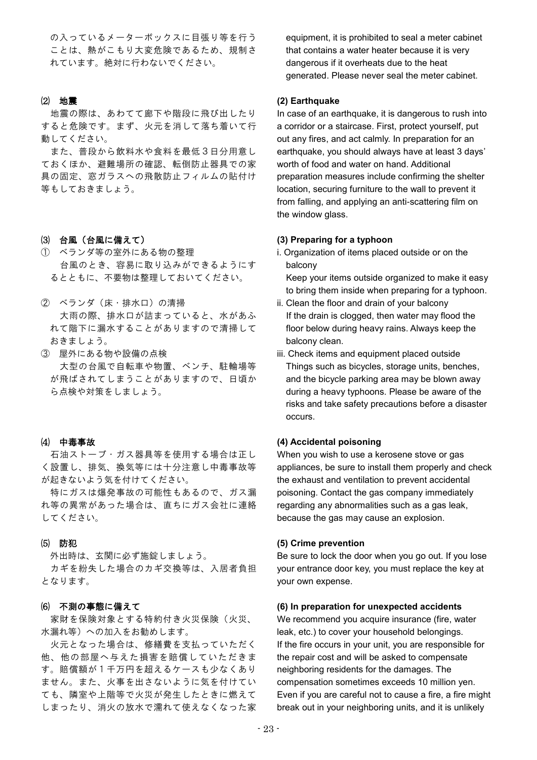の入っているメーターボックスに目張り等を行うことは、熱がこもり大変危険であるため、規制されています。絶対に行わないでください。

equipment, it is prohibited to seal a meter cabinet that contains a water heater because it is very dangerous if it overheats due to the heat generated. Please never seal the meter cabinet.

### ⑵ 地震

地震の際は、あわてて廊下や階段に飛び出したりすると危険です。まず、火元を消して落ち着いて行動してください。

また、普段から飲料水や食料を最低３日分用意しておくほか、避難場所の確認、転倒防止器具での家具の固定、窓ガラスへの飛散防止フィルムの貼付け等もしておきましょう。

### (2) Earthquake

In case of an earthquake, it is dangerous to rush into a corridor or a staircase. First, protect yourself, put out any fires, and act calmly. In preparation for an earthquake, you should always have at least 3 days' worth of food and water on hand. Additional preparation measures include confirming the shelter location, securing furniture to the wall to prevent it from falling, and applying an anti-scattering film on the window glass.

### ⑶ 台風（台風に備えて）

① ベランダ等の室外にある物の整理
　台風のとき、容易に取り込みができるようにするとともに、不要物は整理しておいてください。

② ベランダ（床・排水口）の清掃
　大雨の際、排水口が詰まっていると、水があふれて階下に漏水することがありますので清掃しておきましょう。

③ 屋外にある物や設備の点検
　大型の台風で自転車や物置、ベンチ、駐輪場等が飛ばされてしまうことがありますので、日頃から点検や対策をしましょう。

### (3) Preparing for a typhoon

i. Organization of items placed outside or on the balcony
Keep your items outside organized to make it easy to bring them inside when preparing for a typhoon.

ii. Clean the floor and drain of your balcony
If the drain is clogged, then water may flood the floor below during heavy rains. Always keep the balcony clean.

iii. Check items and equipment placed outside
Things such as bicycles, storage units, benches, and the bicycle parking area may be blown away during a heavy typhoons. Please be aware of the risks and take safety precautions before a disaster occurs.

### ⑷ 中毒事故

石油ストーブ・ガス器具等を使用する場合は正しく設置し、排気、換気等には十分注意し中毒事故等が起きないよう気を付けてください。

特にガスは爆発事故の可能性もあるので、ガス漏れ等の異常があった場合は、直ちにガス会社に連絡してください。

### (4) Accidental poisoning

When you wish to use a kerosene stove or gas appliances, be sure to install them properly and check the exhaust and ventilation to prevent accidental poisoning. Contact the gas company immediately regarding any abnormalities such as a gas leak, because the gas may cause an explosion.

### ⑸ 防犯

外出時は、玄関に必ず施錠しましょう。

カギを紛失した場合のカギ交換等は、入居者負担となります。

### (5) Crime prevention

Be sure to lock the door when you go out. If you lose your entrance door key, you must replace the key at your own expense.

### ⑹ 不測の事態に備えて

家財を保険対象とする特約付き火災保険（火災、水漏れ等）への加入をお勧めします。

火元となった場合は、修繕費を支払っていただく他、他の部屋へ与えた損害を賠償していただきます。賠償額が１千万円を超えるケースも少なくありません。また、火事を出さないように気を付けていても、隣室や上階等で火災が発生したときに燃えてしまったり、消火の放水で濡れて使えなくなった家

### (6) In preparation for unexpected accidents

We recommend you acquire insurance (fire, water leak, etc.) to cover your household belongings.
If the fire occurs in your unit, you are responsible for the repair cost and will be asked to compensate neighboring residents for the damages. The compensation sometimes exceeds 10 million yen. Even if you are careful not to cause a fire, a fire might break out in your neighboring units, and it is unlikely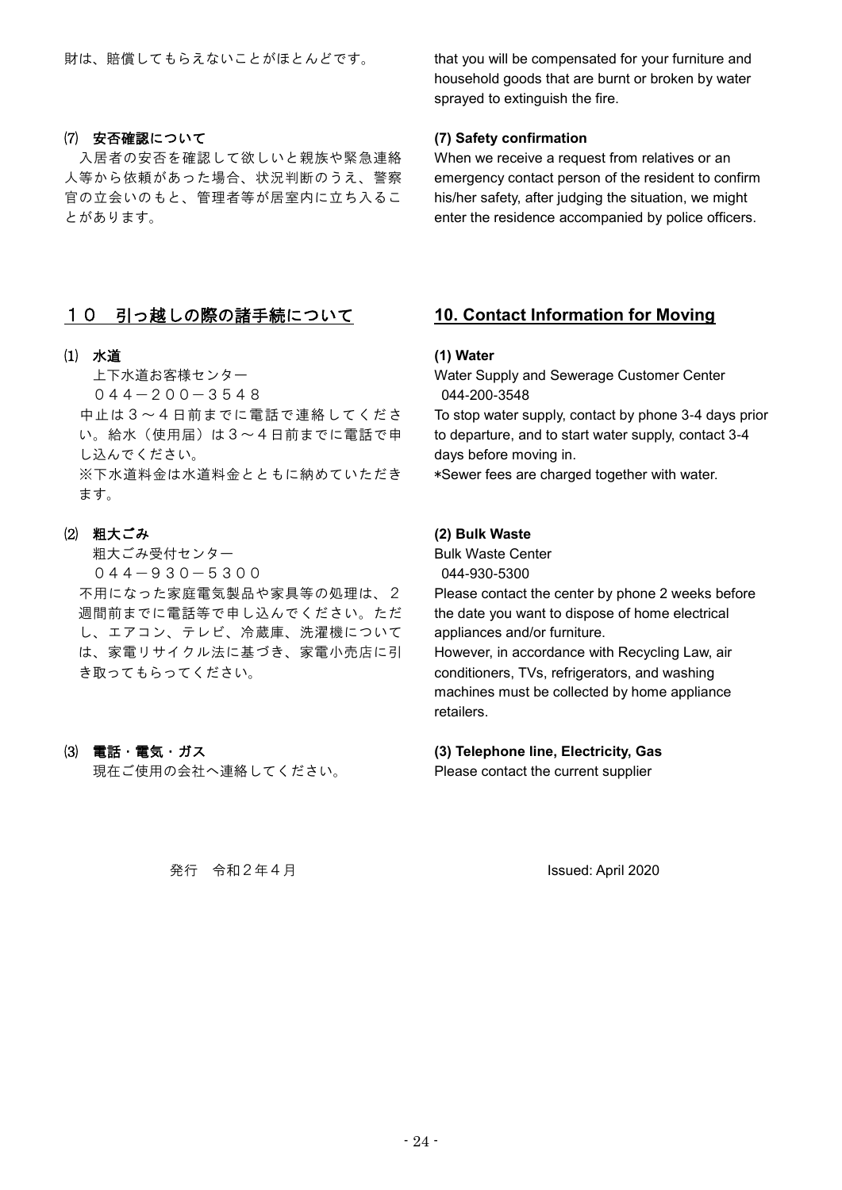財は、賠償してもらえないことがほとんどです。

that you will be compensated for your furniture and household goods that are burnt or broken by water sprayed to extinguish the fire.

### ⑺ 安否確認について

入居者の安否を確認して欲しいと親族や緊急連絡人等から依頼があった場合、状況判断のうえ、警察官の立会いのもと、管理者等が居室内に立ち入ることがあります。

### (7) Safety confirmation

When we receive a request from relatives or an emergency contact person of the resident to confirm his/her safety, after judging the situation, we might enter the residence accompanied by police officers.

## １０　引っ越しの際の諸手続について

## 10. Contact Information for Moving

### ⑴ 水道

上下水道お客様センター

０４４－２００－３５４８

中止は３～４日前までに電話で連絡してください。給水（使用届）は３～４日前までに電話で申し込んでください。

※下水道料金は水道料金とともに納めていただきます。

### (1) Water

Water Supply and Sewerage Customer Center

044-200-3548

To stop water supply, contact by phone 3-4 days prior to departure, and to start water supply, contact 3-4 days before moving in.

*Sewer fees are charged together with water.

### ⑵ 粗大ごみ

粗大ごみ受付センター

０４４－９３０－５３００

不用になった家庭電気製品や家具等の処理は、２週間前までに電話等で申し込んでください。ただし、エアコン、テレビ、冷蔵庫、洗濯機については、家電リサイクル法に基づき、家電小売店に引き取ってもらってください。

### (2) Bulk Waste

Bulk Waste Center

044-930-5300

Please contact the center by phone 2 weeks before the date you want to dispose of home electrical appliances and/or furniture.

However, in accordance with Recycling Law, air conditioners, TVs, refrigerators, and washing machines must be collected by home appliance retailers.

### ⑶ 電話・電気・ガス

現在ご使用の会社へ連絡してください。

### (3) Telephone line, Electricity, Gas

Please contact the current supplier

発行　令和２年４月

Issued: April 2020